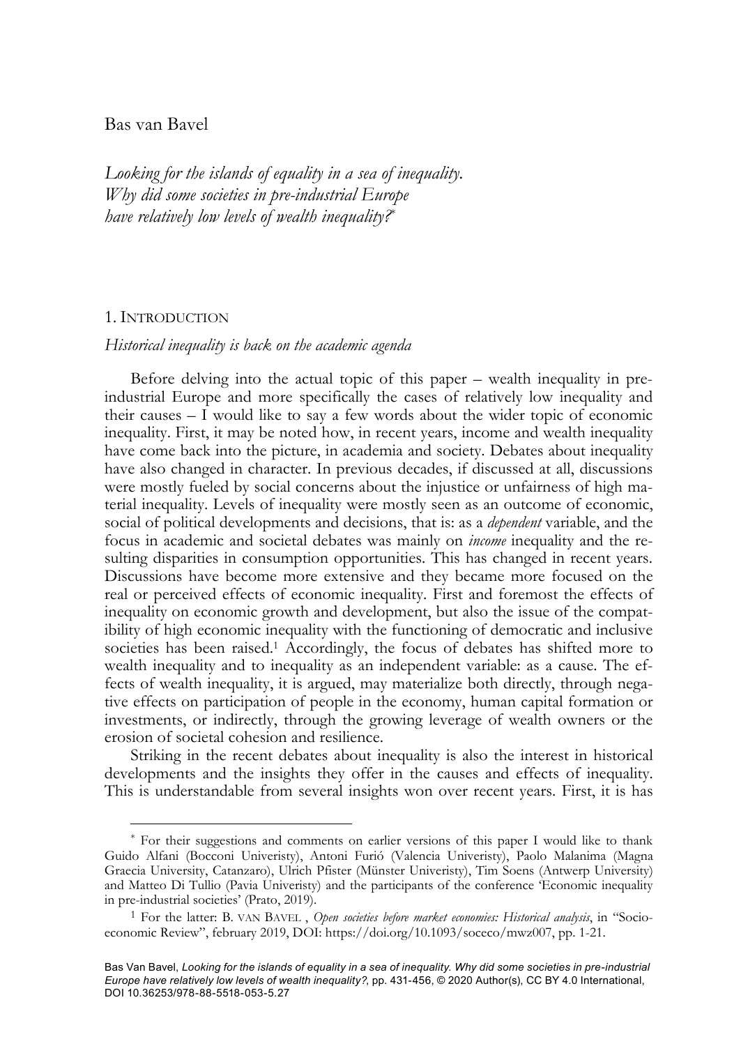Bas van Bavel

*Looking for the islands of equality in a sea of inequality. Why did some societies in pre-industrial Europe have relatively low levels of wealth inequality?*[*]

## 1. Introduction

### *Historical inequality is back on the academic agenda*

Before delving into the actual topic of this paper – wealth inequality in pre-industrial Europe and more specifically the cases of relatively low inequality and their causes – I would like to say a few words about the wider topic of economic inequality. First, it may be noted how, in recent years, income and wealth inequality have come back into the picture, in academia and society. Debates about inequality have also changed in character. In previous decades, if discussed at all, discussions were mostly fueled by social concerns about the injustice or unfairness of high material inequality. Levels of inequality were mostly seen as an outcome of economic, social of political developments and decisions, that is: as a *dependent* variable, and the focus in academic and societal debates was mainly on *income* inequality and the resulting disparities in consumption opportunities. This has changed in recent years. Discussions have become more extensive and they became more focused on the real or perceived effects of economic inequality. First and foremost the effects of inequality on economic growth and development, but also the issue of the compatibility of high economic inequality with the functioning of democratic and inclusive societies has been raised.[1] Accordingly, the focus of debates has shifted more to wealth inequality and to inequality as an independent variable: as a cause. The effects of wealth inequality, it is argued, may materialize both directly, through negative effects on participation of people in the economy, human capital formation or investments, or indirectly, through the growing leverage of wealth owners or the erosion of societal cohesion and resilience.

Striking in the recent debates about inequality is also the interest in historical developments and the insights they offer in the causes and effects of inequality. This is understandable from several insights won over recent years. First, it is has

---

[*] For their suggestions and comments on earlier versions of this paper I would like to thank Guido Alfani (Bocconi Univeristy), Antoni Furió (Valencia Univeristy), Paolo Malanima (Magna Graecia University, Catanzaro), Ulrich Pfister (Münster Univeristy), Tim Soens (Antwerp University) and Matteo Di Tullio (Pavia Univeristy) and the participants of the conference 'Economic inequality in pre-industrial societies' (Prato, 2019).

[1] For the latter: B. van Bavel , *Open societies before market economies: Historical analysis*, in "Socio-economic Review", february 2019, DOI: https://doi.org/10.1093/soceco/mwz007, pp. 1-21.

Bas Van Bavel, *Looking for the islands of equality in a sea of inequality. Why did some societies in pre-industrial Europe have relatively low levels of wealth inequality?*, pp. 431-456, © 2020 Author(s), CC BY 4.0 International, DOI 10.36253/978-88-5518-053-5.27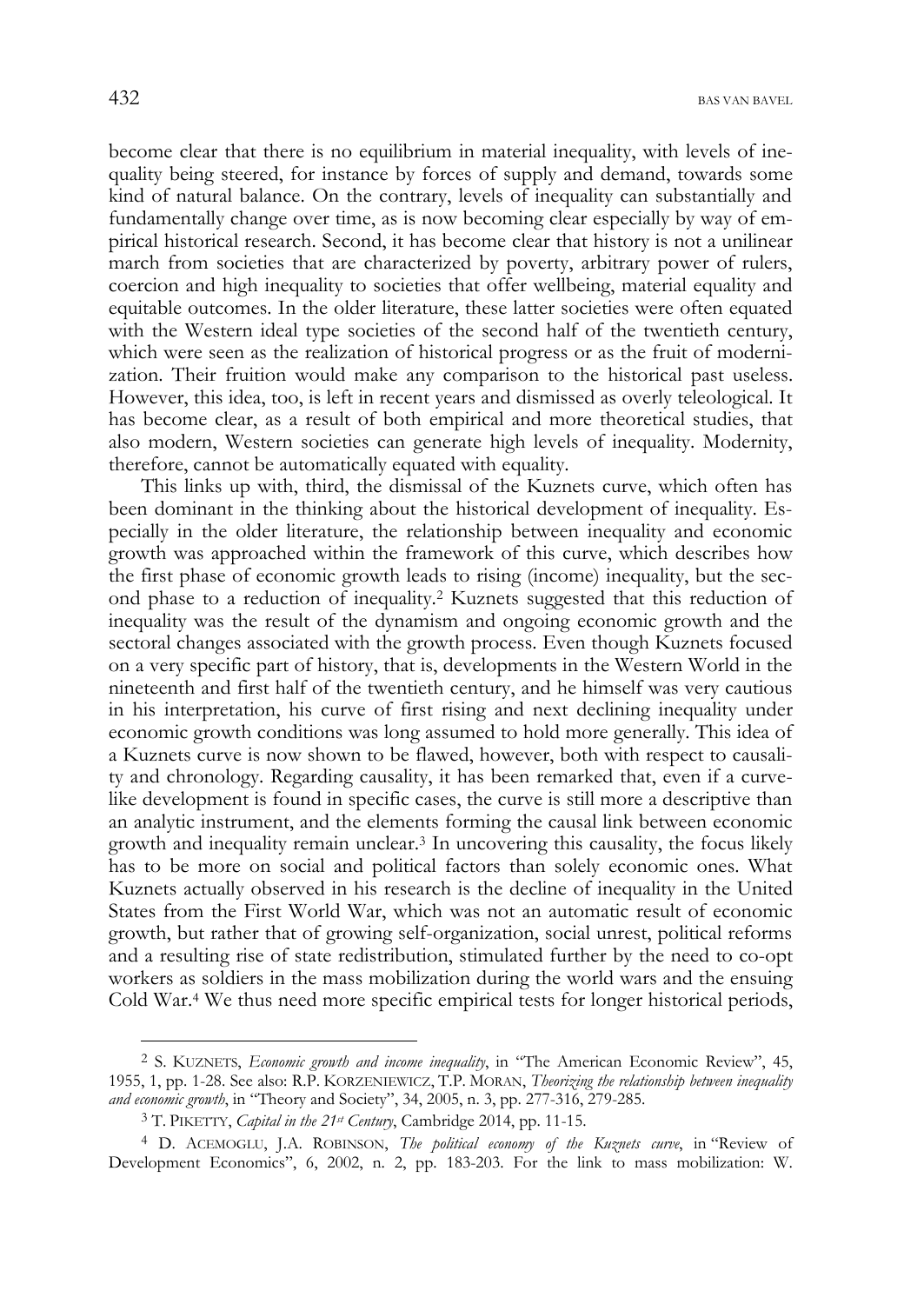become clear that there is no equilibrium in material inequality, with levels of inequality being steered, for instance by forces of supply and demand, towards some kind of natural balance. On the contrary, levels of inequality can substantially and fundamentally change over time, as is now becoming clear especially by way of empirical historical research. Second, it has become clear that history is not a unilinear march from societies that are characterized by poverty, arbitrary power of rulers, coercion and high inequality to societies that offer wellbeing, material equality and equitable outcomes. In the older literature, these latter societies were often equated with the Western ideal type societies of the second half of the twentieth century, which were seen as the realization of historical progress or as the fruit of modernization. Their fruition would make any comparison to the historical past useless. However, this idea, too, is left in recent years and dismissed as overly teleological. It has become clear, as a result of both empirical and more theoretical studies, that also modern, Western societies can generate high levels of inequality. Modernity, therefore, cannot be automatically equated with equality.

This links up with, third, the dismissal of the Kuznets curve, which often has been dominant in the thinking about the historical development of inequality. Especially in the older literature, the relationship between inequality and economic growth was approached within the framework of this curve, which describes how the first phase of economic growth leads to rising (income) inequality, but the second phase to a reduction of inequality.[2] Kuznets suggested that this reduction of inequality was the result of the dynamism and ongoing economic growth and the sectoral changes associated with the growth process. Even though Kuznets focused on a very specific part of history, that is, developments in the Western World in the nineteenth and first half of the twentieth century, and he himself was very cautious in his interpretation, his curve of first rising and next declining inequality under economic growth conditions was long assumed to hold more generally. This idea of a Kuznets curve is now shown to be flawed, however, both with respect to causality and chronology. Regarding causality, it has been remarked that, even if a curve-like development is found in specific cases, the curve is still more a descriptive than an analytic instrument, and the elements forming the causal link between economic growth and inequality remain unclear.[3] In uncovering this causality, the focus likely has to be more on social and political factors than solely economic ones. What Kuznets actually observed in his research is the decline of inequality in the United States from the First World War, which was not an automatic result of economic growth, but rather that of growing self-organization, social unrest, political reforms and a resulting rise of state redistribution, stimulated further by the need to co-opt workers as soldiers in the mass mobilization during the world wars and the ensuing Cold War.[4] We thus need more specific empirical tests for longer historical periods,

---

[2] S. KUZNETS, *Economic growth and income inequality*, in "The American Economic Review", 45, 1955, 1, pp. 1-28. See also: R.P. KORZENIEWICZ, T.P. MORAN, *Theorizing the relationship between inequality and economic growth*, in "Theory and Society", 34, 2005, n. 3, pp. 277-316, 279-285.

[3] T. PIKETTY, *Capital in the 21st Century*, Cambridge 2014, pp. 11-15.

[4] D. ACEMOGLU, J.A. ROBINSON, *The political economy of the Kuznets curve*, in "Review of Development Economics", 6, 2002, n. 2, pp. 183-203. For the link to mass mobilization: W.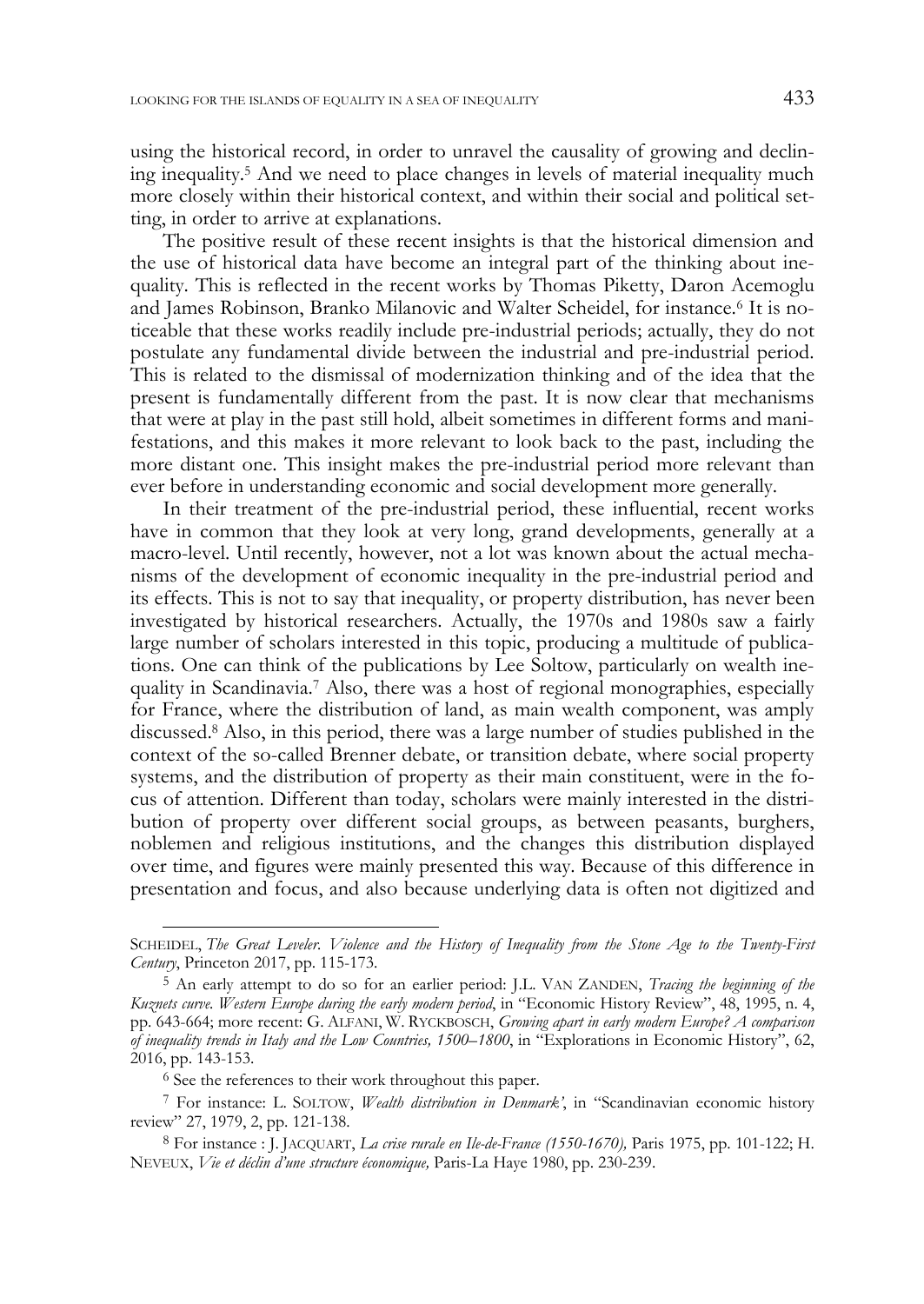using the historical record, in order to unravel the causality of growing and declining inequality.[5] And we need to place changes in levels of material inequality much more closely within their historical context, and within their social and political setting, in order to arrive at explanations.

The positive result of these recent insights is that the historical dimension and the use of historical data have become an integral part of the thinking about inequality. This is reflected in the recent works by Thomas Piketty, Daron Acemoglu and James Robinson, Branko Milanovic and Walter Scheidel, for instance.[6] It is noticeable that these works readily include pre-industrial periods; actually, they do not postulate any fundamental divide between the industrial and pre-industrial period. This is related to the dismissal of modernization thinking and of the idea that the present is fundamentally different from the past. It is now clear that mechanisms that were at play in the past still hold, albeit sometimes in different forms and manifestations, and this makes it more relevant to look back to the past, including the more distant one. This insight makes the pre-industrial period more relevant than ever before in understanding economic and social development more generally.

In their treatment of the pre-industrial period, these influential, recent works have in common that they look at very long, grand developments, generally at a macro-level. Until recently, however, not a lot was known about the actual mechanisms of the development of economic inequality in the pre-industrial period and its effects. This is not to say that inequality, or property distribution, has never been investigated by historical researchers. Actually, the 1970s and 1980s saw a fairly large number of scholars interested in this topic, producing a multitude of publications. One can think of the publications by Lee Soltow, particularly on wealth inequality in Scandinavia.[7] Also, there was a host of regional monographies, especially for France, where the distribution of land, as main wealth component, was amply discussed.[8] Also, in this period, there was a large number of studies published in the context of the so-called Brenner debate, or transition debate, where social property systems, and the distribution of property as their main constituent, were in the focus of attention. Different than today, scholars were mainly interested in the distribution of property over different social groups, as between peasants, burghers, noblemen and religious institutions, and the changes this distribution displayed over time, and figures were mainly presented this way. Because of this difference in presentation and focus, and also because underlying data is often not digitized and

---

SCHEIDEL, *The Great Leveler. Violence and the History of Inequality from the Stone Age to the Twenty-First Century*, Princeton 2017, pp. 115-173.

[5] An early attempt to do so for an earlier period: J.L. VAN ZANDEN, *Tracing the beginning of the Kuznets curve. Western Europe during the early modern period*, in "Economic History Review", 48, 1995, n. 4, pp. 643-664; more recent: G. ALFANI, W. RYCKBOSCH, *Growing apart in early modern Europe? A comparison of inequality trends in Italy and the Low Countries, 1500–1800*, in "Explorations in Economic History", 62, 2016, pp. 143-153.

[6] See the references to their work throughout this paper.

[7] For instance: L. SOLTOW, *Wealth distribution in Denmark'*, in "Scandinavian economic history review" 27, 1979, 2, pp. 121-138.

[8] For instance : J. JACQUART, *La crise rurale en Ile-de-France (1550-1670),* Paris 1975, pp. 101-122; H. NEVEUX, *Vie et déclin d'une structure économique,* Paris-La Haye 1980, pp. 230-239.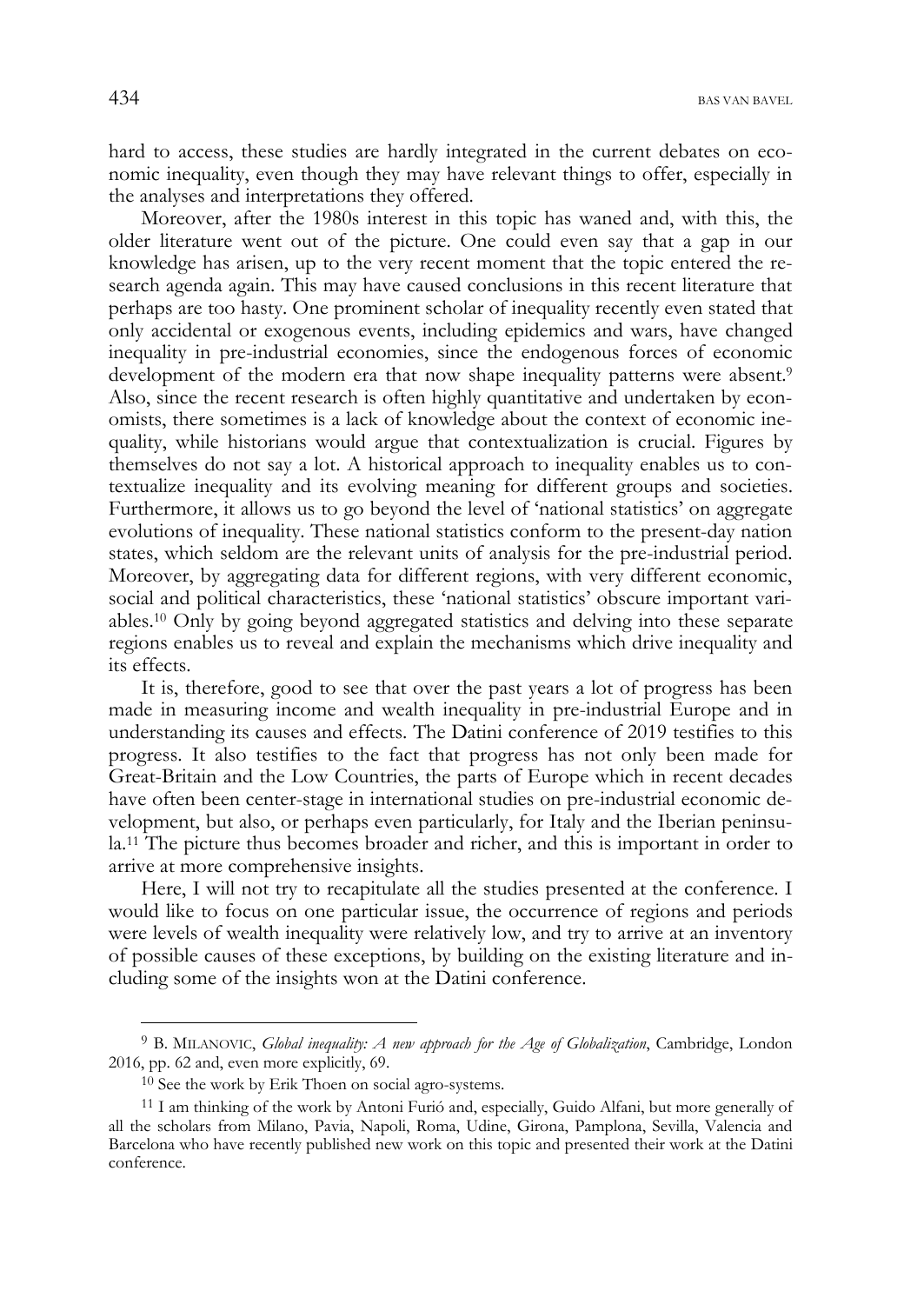hard to access, these studies are hardly integrated in the current debates on economic inequality, even though they may have relevant things to offer, especially in the analyses and interpretations they offered.

Moreover, after the 1980s interest in this topic has waned and, with this, the older literature went out of the picture. One could even say that a gap in our knowledge has arisen, up to the very recent moment that the topic entered the research agenda again. This may have caused conclusions in this recent literature that perhaps are too hasty. One prominent scholar of inequality recently even stated that only accidental or exogenous events, including epidemics and wars, have changed inequality in pre-industrial economies, since the endogenous forces of economic development of the modern era that now shape inequality patterns were absent.[9] Also, since the recent research is often highly quantitative and undertaken by economists, there sometimes is a lack of knowledge about the context of economic inequality, while historians would argue that contextualization is crucial. Figures by themselves do not say a lot. A historical approach to inequality enables us to contextualize inequality and its evolving meaning for different groups and societies. Furthermore, it allows us to go beyond the level of 'national statistics' on aggregate evolutions of inequality. These national statistics conform to the present-day nation states, which seldom are the relevant units of analysis for the pre-industrial period. Moreover, by aggregating data for different regions, with very different economic, social and political characteristics, these 'national statistics' obscure important variables.[10] Only by going beyond aggregated statistics and delving into these separate regions enables us to reveal and explain the mechanisms which drive inequality and its effects.

It is, therefore, good to see that over the past years a lot of progress has been made in measuring income and wealth inequality in pre-industrial Europe and in understanding its causes and effects. The Datini conference of 2019 testifies to this progress. It also testifies to the fact that progress has not only been made for Great-Britain and the Low Countries, the parts of Europe which in recent decades have often been center-stage in international studies on pre-industrial economic development, but also, or perhaps even particularly, for Italy and the Iberian peninsula.[11] The picture thus becomes broader and richer, and this is important in order to arrive at more comprehensive insights.

Here, I will not try to recapitulate all the studies presented at the conference. I would like to focus on one particular issue, the occurrence of regions and periods were levels of wealth inequality were relatively low, and try to arrive at an inventory of possible causes of these exceptions, by building on the existing literature and including some of the insights won at the Datini conference.

---

[9] B. MILANOVIC, *Global inequality: A new approach for the Age of Globalization*, Cambridge, London 2016, pp. 62 and, even more explicitly, 69.

[10] See the work by Erik Thoen on social agro-systems.

[11] I am thinking of the work by Antoni Furió and, especially, Guido Alfani, but more generally of all the scholars from Milano, Pavia, Napoli, Roma, Udine, Girona, Pamplona, Sevilla, Valencia and Barcelona who have recently published new work on this topic and presented their work at the Datini conference.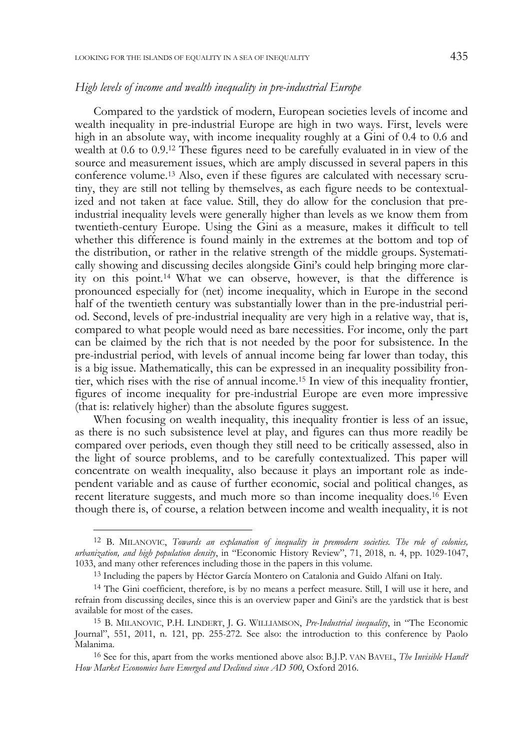## *High levels of income and wealth inequality in pre-industrial Europe*

Compared to the yardstick of modern, European societies levels of income and wealth inequality in pre-industrial Europe are high in two ways. First, levels were high in an absolute way, with income inequality roughly at a Gini of 0.4 to 0.6 and wealth at 0.6 to 0.9.[12] These figures need to be carefully evaluated in in view of the source and measurement issues, which are amply discussed in several papers in this conference volume.[13] Also, even if these figures are calculated with necessary scrutiny, they are still not telling by themselves, as each figure needs to be contextualized and not taken at face value. Still, they do allow for the conclusion that pre-industrial inequality levels were generally higher than levels as we know them from twentieth-century Europe. Using the Gini as a measure, makes it difficult to tell whether this difference is found mainly in the extremes at the bottom and top of the distribution, or rather in the relative strength of the middle groups. Systematically showing and discussing deciles alongside Gini's could help bringing more clarity on this point.[14] What we can observe, however, is that the difference is pronounced especially for (net) income inequality, which in Europe in the second half of the twentieth century was substantially lower than in the pre-industrial period. Second, levels of pre-industrial inequality are very high in a relative way, that is, compared to what people would need as bare necessities. For income, only the part can be claimed by the rich that is not needed by the poor for subsistence. In the pre-industrial period, with levels of annual income being far lower than today, this is a big issue. Mathematically, this can be expressed in an inequality possibility frontier, which rises with the rise of annual income.[15] In view of this inequality frontier, figures of income inequality for pre-industrial Europe are even more impressive (that is: relatively higher) than the absolute figures suggest.

When focusing on wealth inequality, this inequality frontier is less of an issue, as there is no such subsistence level at play, and figures can thus more readily be compared over periods, even though they still need to be critically assessed, also in the light of source problems, and to be carefully contextualized. This paper will concentrate on wealth inequality, also because it plays an important role as independent variable and as cause of further economic, social and political changes, as recent literature suggests, and much more so than income inequality does.[16] Even though there is, of course, a relation between income and wealth inequality, it is not

---

[12] B. MILANOVIC, *Towards an explanation of inequality in premodern societies. The role of colonies, urbanization, and high population density*, in "Economic History Review", 71, 2018, n. 4, pp. 1029-1047, 1033, and many other references including those in the papers in this volume.

[13] Including the papers by Héctor García Montero on Catalonia and Guido Alfani on Italy.

[14] The Gini coefficient, therefore, is by no means a perfect measure. Still, I will use it here, and refrain from discussing deciles, since this is an overview paper and Gini's are the yardstick that is best available for most of the cases.

[15] B. MILANOVIC, P.H. LINDERT, J. G. WILLIAMSON, *Pre-Industrial inequality*, in "The Economic Journal", 551, 2011, n. 121, pp. 255-272. See also: the introduction to this conference by Paolo Malanima.

[16] See for this, apart from the works mentioned above also: B.J.P. VAN BAVEL, *The Invisible Hand? How Market Economies have Emerged and Declined since AD 500*, Oxford 2016.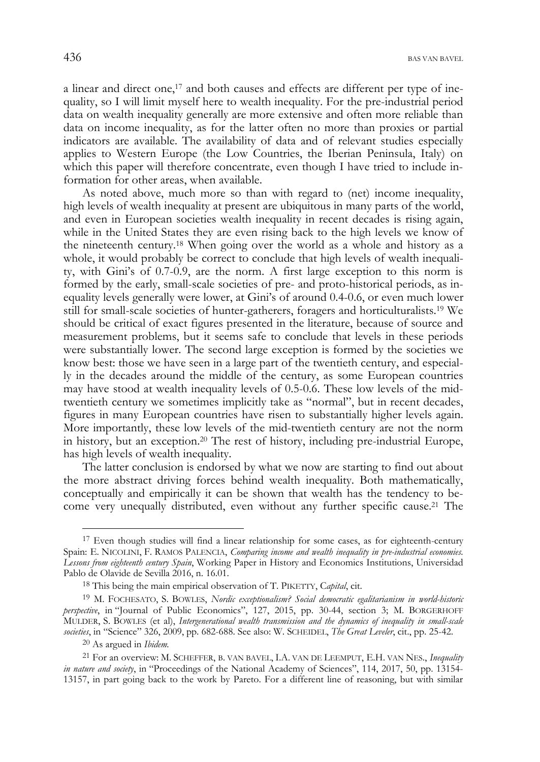a linear and direct one,[17] and both causes and effects are different per type of inequality, so I will limit myself here to wealth inequality. For the pre-industrial period data on wealth inequality generally are more extensive and often more reliable than data on income inequality, as for the latter often no more than proxies or partial indicators are available. The availability of data and of relevant studies especially applies to Western Europe (the Low Countries, the Iberian Peninsula, Italy) on which this paper will therefore concentrate, even though I have tried to include information for other areas, when available.

As noted above, much more so than with regard to (net) income inequality, high levels of wealth inequality at present are ubiquitous in many parts of the world, and even in European societies wealth inequality in recent decades is rising again, while in the United States they are even rising back to the high levels we know of the nineteenth century.[18] When going over the world as a whole and history as a whole, it would probably be correct to conclude that high levels of wealth inequality, with Gini's of 0.7-0.9, are the norm. A first large exception to this norm is formed by the early, small-scale societies of pre- and proto-historical periods, as inequality levels generally were lower, at Gini's of around 0.4-0.6, or even much lower still for small-scale societies of hunter-gatherers, foragers and horticulturalists.[19] We should be critical of exact figures presented in the literature, because of source and measurement problems, but it seems safe to conclude that levels in these periods were substantially lower. The second large exception is formed by the societies we know best: those we have seen in a large part of the twentieth century, and especially in the decades around the middle of the century, as some European countries may have stood at wealth inequality levels of 0.5-0.6. These low levels of the mid-twentieth century we sometimes implicitly take as "normal", but in recent decades, figures in many European countries have risen to substantially higher levels again. More importantly, these low levels of the mid-twentieth century are not the norm in history, but an exception.[20] The rest of history, including pre-industrial Europe, has high levels of wealth inequality.

The latter conclusion is endorsed by what we now are starting to find out about the more abstract driving forces behind wealth inequality. Both mathematically, conceptually and empirically it can be shown that wealth has the tendency to become very unequally distributed, even without any further specific cause.[21] The

---

[17] Even though studies will find a linear relationship for some cases, as for eighteenth-century Spain: E. NICOLINI, F. RAMOS PALENCIA, *Comparing income and wealth inequality in pre-industrial economies. Lessons from eighteenth century Spain*, Working Paper in History and Economics Institutions, Universidad Pablo de Olavide de Sevilla 2016, n. 16.01.

[18] This being the main empirical observation of T. PIKETTY, C*apital*, cit.

[19] M. FOCHESATO, S. BOWLES, *Nordic exceptionalism? Social democratic egalitarianism in world-historic perspective*, in "Journal of Public Economics", 127, 2015, pp. 30-44, section 3; M. BORGERHOFF MULDER, S. BOWLES (et al), *Intergenerational wealth transmission and the dynamics of inequality in small-scale societies*, in "Science" 326, 2009, pp. 682-688. See also: W. SCHEIDEL, *The Great Leveler*, cit., pp. 25-42.

[20] As argued in *Ibidem*.

[21] For an overview: M. SCHEFFER, B. VAN BAVEL, I.A. VAN DE LEEMPUT, E.H. VAN NES., *Inequality in nature and society*, in "Proceedings of the National Academy of Sciences", 114, 2017, 50, pp. 13154-13157, in part going back to the work by Pareto. For a different line of reasoning, but with similar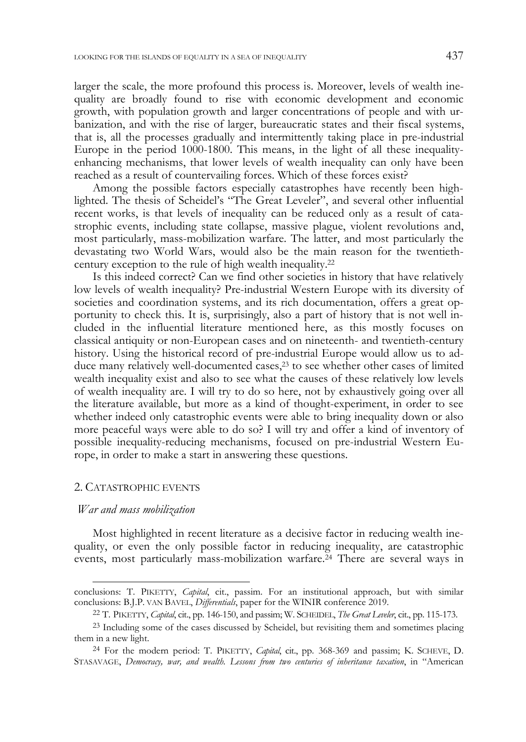larger the scale, the more profound this process is. Moreover, levels of wealth inequality are broadly found to rise with economic development and economic growth, with population growth and larger concentrations of people and with urbanization, and with the rise of larger, bureaucratic states and their fiscal systems, that is, all the processes gradually and intermittently taking place in pre-industrial Europe in the period 1000-1800. This means, in the light of all these inequality-enhancing mechanisms, that lower levels of wealth inequality can only have been reached as a result of countervailing forces. Which of these forces exist?

Among the possible factors especially catastrophes have recently been highlighted. The thesis of Scheidel's "The Great Leveler", and several other influential recent works, is that levels of inequality can be reduced only as a result of catastrophic events, including state collapse, massive plague, violent revolutions and, most particularly, mass-mobilization warfare. The latter, and most particularly the devastating two World Wars, would also be the main reason for the twentieth-century exception to the rule of high wealth inequality.[22]

Is this indeed correct? Can we find other societies in history that have relatively low levels of wealth inequality? Pre-industrial Western Europe with its diversity of societies and coordination systems, and its rich documentation, offers a great opportunity to check this. It is, surprisingly, also a part of history that is not well included in the influential literature mentioned here, as this mostly focuses on classical antiquity or non-European cases and on nineteenth- and twentieth-century history. Using the historical record of pre-industrial Europe would allow us to adduce many relatively well-documented cases,[23] to see whether other cases of limited wealth inequality exist and also to see what the causes of these relatively low levels of wealth inequality are. I will try to do so here, not by exhaustively going over all the literature available, but more as a kind of thought-experiment, in order to see whether indeed only catastrophic events were able to bring inequality down or also more peaceful ways were able to do so? I will try and offer a kind of inventory of possible inequality-reducing mechanisms, focused on pre-industrial Western Europe, in order to make a start in answering these questions.

## 2. Catastrophic events

### *War and mass mobilization*

Most highlighted in recent literature as a decisive factor in reducing wealth inequality, or even the only possible factor in reducing inequality, are catastrophic events, most particularly mass-mobilization warfare.[24] There are several ways in

---

conclusions: T. Piketty, *Capital*, cit., passim. For an institutional approach, but with similar conclusions: B.J.P. van Bavel, *Differentials*, paper for the WINIR conference 2019.

[22] T. Piketty, *Capital*, cit., pp. 146-150, and passim; W. Scheidel, *The Great Leveler*, cit., pp. 115-173.

[23] Including some of the cases discussed by Scheidel, but revisiting them and sometimes placing them in a new light.

[24] For the modern period: T. Piketty, *Capital*, cit., pp. 368-369 and passim; K. Scheve, D. Stasavage, *Democracy, war, and wealth. Lessons from two centuries of inheritance taxation*, in "American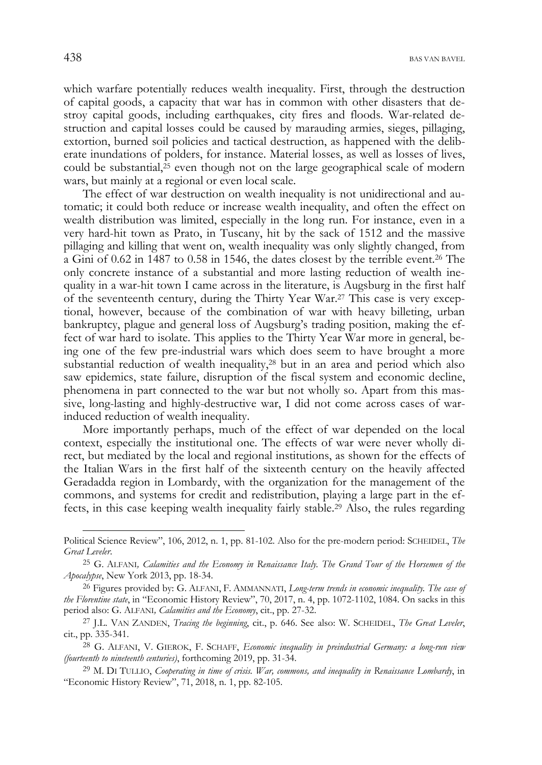which warfare potentially reduces wealth inequality. First, through the destruction of capital goods, a capacity that war has in common with other disasters that destroy capital goods, including earthquakes, city fires and floods. War-related destruction and capital losses could be caused by marauding armies, sieges, pillaging, extortion, burned soil policies and tactical destruction, as happened with the deliberate inundations of polders, for instance. Material losses, as well as losses of lives, could be substantial,[25] even though not on the large geographical scale of modern wars, but mainly at a regional or even local scale.

The effect of war destruction on wealth inequality is not unidirectional and automatic; it could both reduce or increase wealth inequality, and often the effect on wealth distribution was limited, especially in the long run. For instance, even in a very hard-hit town as Prato, in Tuscany, hit by the sack of 1512 and the massive pillaging and killing that went on, wealth inequality was only slightly changed, from a Gini of 0.62 in 1487 to 0.58 in 1546, the dates closest by the terrible event.[26] The only concrete instance of a substantial and more lasting reduction of wealth inequality in a war-hit town I came across in the literature, is Augsburg in the first half of the seventeenth century, during the Thirty Year War.[27] This case is very exceptional, however, because of the combination of war with heavy billeting, urban bankruptcy, plague and general loss of Augsburg's trading position, making the effect of war hard to isolate. This applies to the Thirty Year War more in general, being one of the few pre-industrial wars which does seem to have brought a more substantial reduction of wealth inequality,[28] but in an area and period which also saw epidemics, state failure, disruption of the fiscal system and economic decline, phenomena in part connected to the war but not wholly so. Apart from this massive, long-lasting and highly-destructive war, I did not come across cases of war-induced reduction of wealth inequality.

More importantly perhaps, much of the effect of war depended on the local context, especially the institutional one. The effects of war were never wholly direct, but mediated by the local and regional institutions, as shown for the effects of the Italian Wars in the first half of the sixteenth century on the heavily affected Geradadda region in Lombardy, with the organization for the management of the commons, and systems for credit and redistribution, playing a large part in the effects, in this case keeping wealth inequality fairly stable.[29] Also, the rules regarding

---

Political Science Review", 106, 2012, n. 1, pp. 81-102. Also for the pre-modern period: SCHEIDEL, *The Great Leveler*.

[25] G. ALFANI, *Calamities and the Economy in Renaissance Italy. The Grand Tour of the Horsemen of the Apocalypse*, New York 2013, pp. 18-34.

[26] Figures provided by: G. ALFANI, F. AMMANNATI, *Long-term trends in economic inequality. The case of the Florentine state*, in "Economic History Review", 70, 2017, n. 4, pp. 1072-1102, 1084. On sacks in this period also: G. ALFANI, *Calamities and the Economy*, cit., pp. 27-32.

[27] J.L. VAN ZANDEN, *Tracing the beginning*, cit., p. 646. See also: W. SCHEIDEL, *The Great Leveler*, cit., pp. 335-341.

[28] G. ALFANI, V. GIEROK, F. SCHAFF, *Economic inequality in preindustrial Germany: a long-run view (fourteenth to nineteenth centuries)*, forthcoming 2019, pp. 31-34.

[29] M. DI TULLIO, *Cooperating in time of crisis. War, commons, and inequality in Renaissance Lombardy*, in "Economic History Review", 71, 2018, n. 1, pp. 82-105.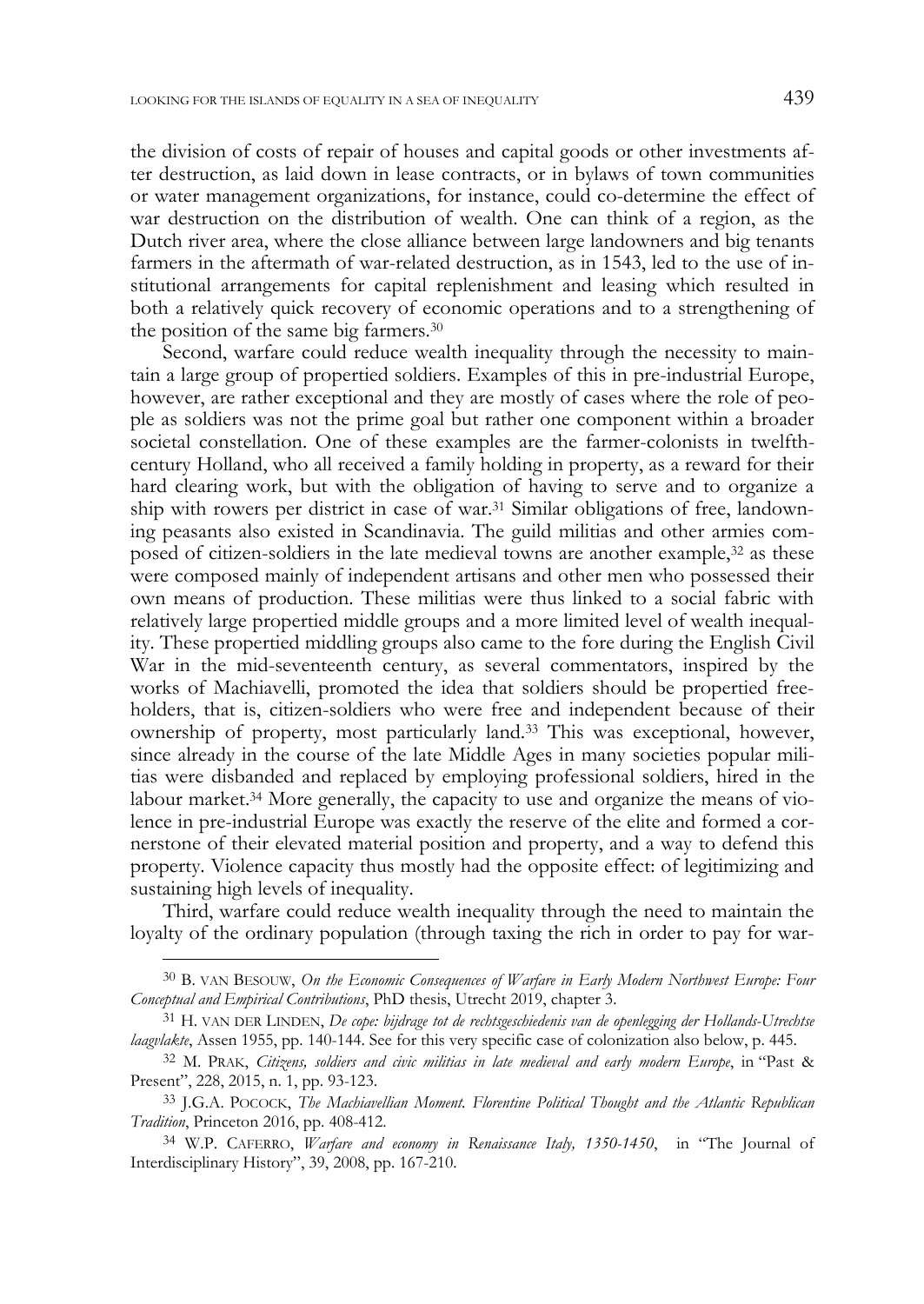the division of costs of repair of houses and capital goods or other investments after destruction, as laid down in lease contracts, or in bylaws of town communities or water management organizations, for instance, could co-determine the effect of war destruction on the distribution of wealth. One can think of a region, as the Dutch river area, where the close alliance between large landowners and big tenants farmers in the aftermath of war-related destruction, as in 1543, led to the use of institutional arrangements for capital replenishment and leasing which resulted in both a relatively quick recovery of economic operations and to a strengthening of the position of the same big farmers.[30]

Second, warfare could reduce wealth inequality through the necessity to maintain a large group of propertied soldiers. Examples of this in pre-industrial Europe, however, are rather exceptional and they are mostly of cases where the role of people as soldiers was not the prime goal but rather one component within a broader societal constellation. One of these examples are the farmer-colonists in twelfth-century Holland, who all received a family holding in property, as a reward for their hard clearing work, but with the obligation of having to serve and to organize a ship with rowers per district in case of war.[31] Similar obligations of free, landowning peasants also existed in Scandinavia. The guild militias and other armies composed of citizen-soldiers in the late medieval towns are another example,[32] as these were composed mainly of independent artisans and other men who possessed their own means of production. These militias were thus linked to a social fabric with relatively large propertied middle groups and a more limited level of wealth inequality. These propertied middling groups also came to the fore during the English Civil War in the mid-seventeenth century, as several commentators, inspired by the works of Machiavelli, promoted the idea that soldiers should be propertied freeholders, that is, citizen-soldiers who were free and independent because of their ownership of property, most particularly land.[33] This was exceptional, however, since already in the course of the late Middle Ages in many societies popular militias were disbanded and replaced by employing professional soldiers, hired in the labour market.[34] More generally, the capacity to use and organize the means of violence in pre-industrial Europe was exactly the reserve of the elite and formed a cornerstone of their elevated material position and property, and a way to defend this property. Violence capacity thus mostly had the opposite effect: of legitimizing and sustaining high levels of inequality.

Third, warfare could reduce wealth inequality through the need to maintain the loyalty of the ordinary population (through taxing the rich in order to pay for war-

---

[30] B. VAN BESOUW, *On the Economic Consequences of Warfare in Early Modern Northwest Europe: Four Conceptual and Empirical Contributions*, PhD thesis, Utrecht 2019, chapter 3.

[31] H. VAN DER LINDEN, *De cope: bijdrage tot de rechtsgeschiedenis van de openlegging der Hollands-Utrechtse laagvlakte*, Assen 1955, pp. 140-144. See for this very specific case of colonization also below, p. 445.

[32] M. PRAK, *Citizens, soldiers and civic militias in late medieval and early modern Europe*, in "Past & Present", 228, 2015, n. 1, pp. 93-123.

[33] J.G.A. POCOCK, *The Machiavellian Moment. Florentine Political Thought and the Atlantic Republican Tradition*, Princeton 2016, pp. 408-412.

[34] W.P. CAFERRO, *Warfare and economy in Renaissance Italy, 1350-1450*, in "The Journal of Interdisciplinary History", 39, 2008, pp. 167-210.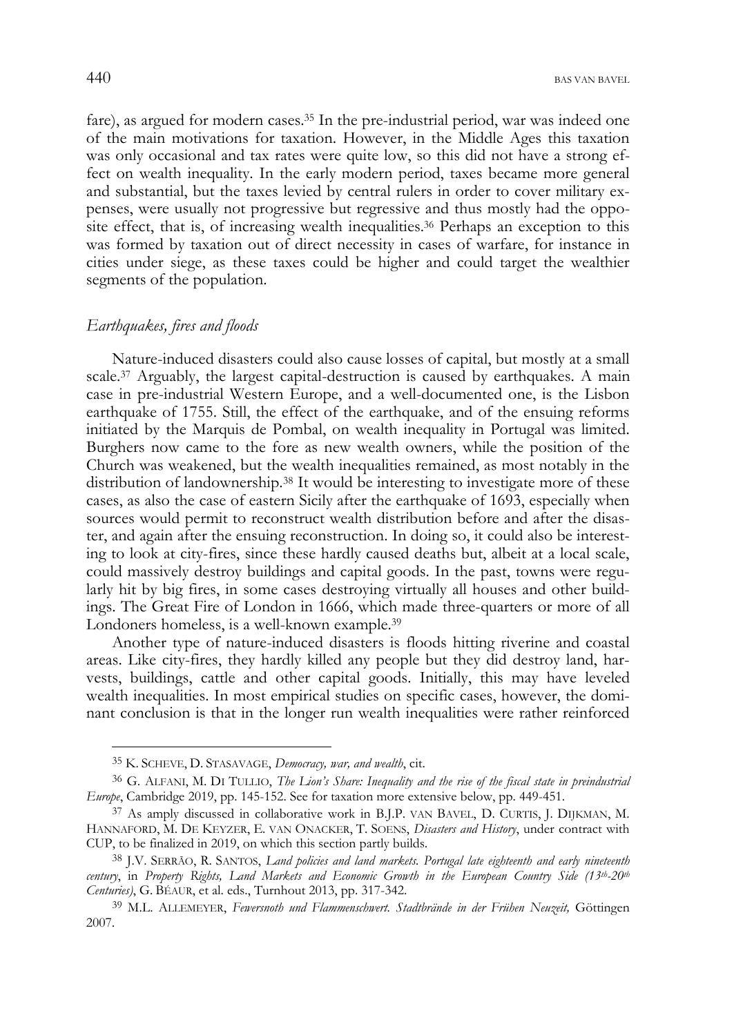fare), as argued for modern cases.[35] In the pre-industrial period, war was indeed one of the main motivations for taxation. However, in the Middle Ages this taxation was only occasional and tax rates were quite low, so this did not have a strong effect on wealth inequality. In the early modern period, taxes became more general and substantial, but the taxes levied by central rulers in order to cover military expenses, were usually not progressive but regressive and thus mostly had the opposite effect, that is, of increasing wealth inequalities.[36] Perhaps an exception to this was formed by taxation out of direct necessity in cases of warfare, for instance in cities under siege, as these taxes could be higher and could target the wealthier segments of the population.

### *Earthquakes, fires and floods*

Nature-induced disasters could also cause losses of capital, but mostly at a small scale.[37] Arguably, the largest capital-destruction is caused by earthquakes. A main case in pre-industrial Western Europe, and a well-documented one, is the Lisbon earthquake of 1755. Still, the effect of the earthquake, and of the ensuing reforms initiated by the Marquis de Pombal, on wealth inequality in Portugal was limited. Burghers now came to the fore as new wealth owners, while the position of the Church was weakened, but the wealth inequalities remained, as most notably in the distribution of landownership.[38] It would be interesting to investigate more of these cases, as also the case of eastern Sicily after the earthquake of 1693, especially when sources would permit to reconstruct wealth distribution before and after the disaster, and again after the ensuing reconstruction. In doing so, it could also be interesting to look at city-fires, since these hardly caused deaths but, albeit at a local scale, could massively destroy buildings and capital goods. In the past, towns were regularly hit by big fires, in some cases destroying virtually all houses and other buildings. The Great Fire of London in 1666, which made three-quarters or more of all Londoners homeless, is a well-known example.[39]

Another type of nature-induced disasters is floods hitting riverine and coastal areas. Like city-fires, they hardly killed any people but they did destroy land, harvests, buildings, cattle and other capital goods. Initially, this may have leveled wealth inequalities. In most empirical studies on specific cases, however, the dominant conclusion is that in the longer run wealth inequalities were rather reinforced

---

[35] K. SCHEVE, D. STASAVAGE, *Democracy, war, and wealth*, cit.

[36] G. ALFANI, M. DI TULLIO, *The Lion's Share: Inequality and the rise of the fiscal state in preindustrial Europe*, Cambridge 2019, pp. 145-152. See for taxation more extensive below, pp. 449-451.

[37] As amply discussed in collaborative work in B.J.P. VAN BAVEL, D. CURTIS, J. DIJKMAN, M. HANNAFORD, M. DE KEYZER, E. VAN ONACKER, T. SOENS, *Disasters and History*, under contract with CUP, to be finalized in 2019, on which this section partly builds.

[38] J.V. SERRÃO, R. SANTOS, *Land policies and land markets. Portugal late eighteenth and early nineteenth century*, in *Property Rights, Land Markets and Economic Growth in the European Country Side (13th-20th Centuries)*, G. BÉAUR, et al. eds., Turnhout 2013, pp. 317-342.

[39] M.L. ALLEMEYER, *Fewersnoth und Flammenschwert. Stadtbrände in der Frühen Neuzeit,* Göttingen 2007.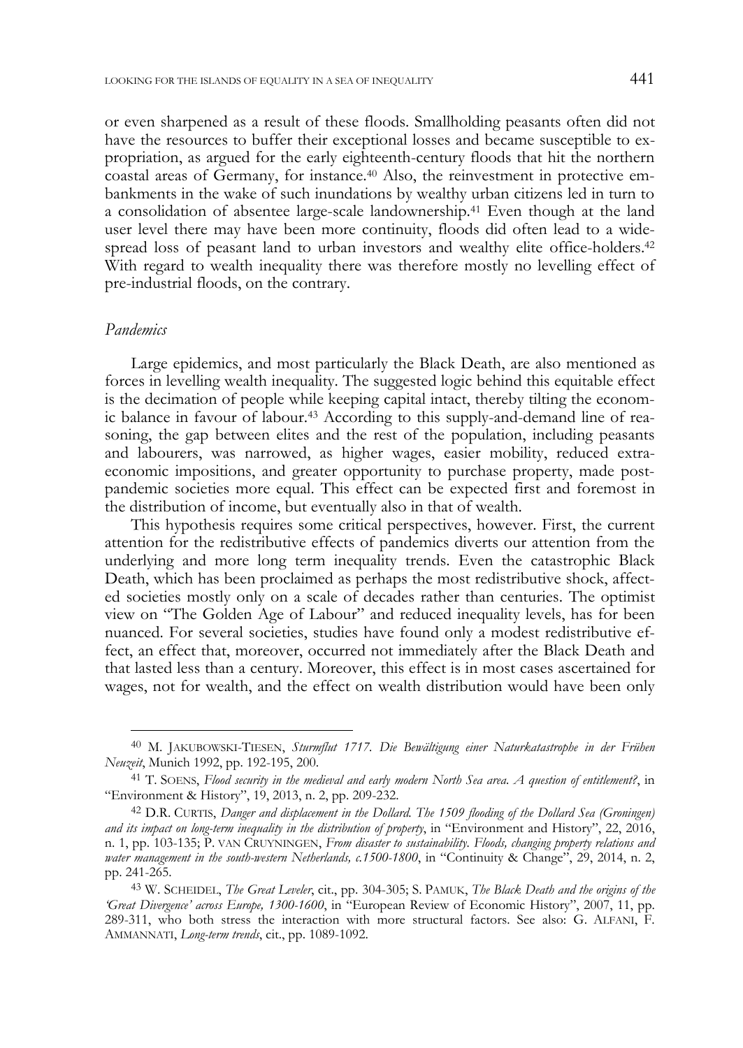or even sharpened as a result of these floods. Smallholding peasants often did not have the resources to buffer their exceptional losses and became susceptible to expropriation, as argued for the early eighteenth-century floods that hit the northern coastal areas of Germany, for instance.[40] Also, the reinvestment in protective embankments in the wake of such inundations by wealthy urban citizens led in turn to a consolidation of absentee large-scale landownership.[41] Even though at the land user level there may have been more continuity, floods did often lead to a widespread loss of peasant land to urban investors and wealthy elite office-holders.[42] With regard to wealth inequality there was therefore mostly no levelling effect of pre-industrial floods, on the contrary.

### *Pandemics*

Large epidemics, and most particularly the Black Death, are also mentioned as forces in levelling wealth inequality. The suggested logic behind this equitable effect is the decimation of people while keeping capital intact, thereby tilting the economic balance in favour of labour.[43] According to this supply-and-demand line of reasoning, the gap between elites and the rest of the population, including peasants and labourers, was narrowed, as higher wages, easier mobility, reduced extra-economic impositions, and greater opportunity to purchase property, made post-pandemic societies more equal. This effect can be expected first and foremost in the distribution of income, but eventually also in that of wealth.

This hypothesis requires some critical perspectives, however. First, the current attention for the redistributive effects of pandemics diverts our attention from the underlying and more long term inequality trends. Even the catastrophic Black Death, which has been proclaimed as perhaps the most redistributive shock, affected societies mostly only on a scale of decades rather than centuries. The optimist view on "The Golden Age of Labour" and reduced inequality levels, has for been nuanced. For several societies, studies have found only a modest redistributive effect, an effect that, moreover, occurred not immediately after the Black Death and that lasted less than a century. Moreover, this effect is in most cases ascertained for wages, not for wealth, and the effect on wealth distribution would have been only

---

[40] M. JAKUBOWSKI-TIESEN, *Sturmflut 1717. Die Bewältigung einer Naturkatastrophe in der Frühen Neuzeit*, Munich 1992, pp. 192-195, 200.

[41] T. SOENS, *Flood security in the medieval and early modern North Sea area. A question of entitlement?*, in "Environment & History", 19, 2013, n. 2, pp. 209-232.

[42] D.R. CURTIS, *Danger and displacement in the Dollard. The 1509 flooding of the Dollard Sea (Groningen) and its impact on long-term inequality in the distribution of property*, in "Environment and History", 22, 2016, n. 1, pp. 103-135; P. VAN CRUYNINGEN, *From disaster to sustainability. Floods, changing property relations and water management in the south-western Netherlands, c.1500-1800*, in "Continuity & Change", 29, 2014, n. 2, pp. 241-265.

[43] W. SCHEIDEL, *The Great Leveler*, cit., pp. 304-305; S. PAMUK, *The Black Death and the origins of the 'Great Divergence' across Europe, 1300-1600*, in "European Review of Economic History", 2007, 11, pp. 289-311, who both stress the interaction with more structural factors. See also: G. ALFANI, F. AMMANNATI, *Long-term trends*, cit., pp. 1089-1092.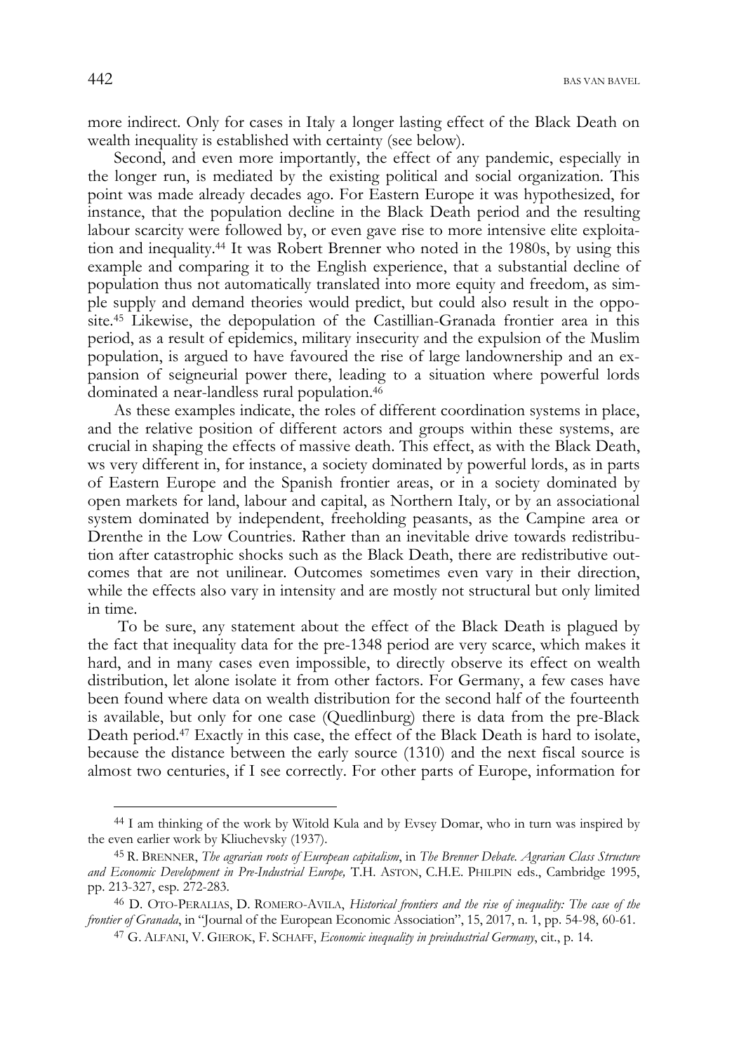more indirect. Only for cases in Italy a longer lasting effect of the Black Death on wealth inequality is established with certainty (see below).

Second, and even more importantly, the effect of any pandemic, especially in the longer run, is mediated by the existing political and social organization. This point was made already decades ago. For Eastern Europe it was hypothesized, for instance, that the population decline in the Black Death period and the resulting labour scarcity were followed by, or even gave rise to more intensive elite exploitation and inequality.[44] It was Robert Brenner who noted in the 1980s, by using this example and comparing it to the English experience, that a substantial decline of population thus not automatically translated into more equity and freedom, as simple supply and demand theories would predict, but could also result in the opposite.[45] Likewise, the depopulation of the Castillian-Granada frontier area in this period, as a result of epidemics, military insecurity and the expulsion of the Muslim population, is argued to have favoured the rise of large landownership and an expansion of seigneurial power there, leading to a situation where powerful lords dominated a near-landless rural population.[46]

As these examples indicate, the roles of different coordination systems in place, and the relative position of different actors and groups within these systems, are crucial in shaping the effects of massive death. This effect, as with the Black Death, ws very different in, for instance, a society dominated by powerful lords, as in parts of Eastern Europe and the Spanish frontier areas, or in a society dominated by open markets for land, labour and capital, as Northern Italy, or by an associational system dominated by independent, freeholding peasants, as the Campine area or Drenthe in the Low Countries. Rather than an inevitable drive towards redistribution after catastrophic shocks such as the Black Death, there are redistributive outcomes that are not unilinear. Outcomes sometimes even vary in their direction, while the effects also vary in intensity and are mostly not structural but only limited in time.

To be sure, any statement about the effect of the Black Death is plagued by the fact that inequality data for the pre-1348 period are very scarce, which makes it hard, and in many cases even impossible, to directly observe its effect on wealth distribution, let alone isolate it from other factors. For Germany, a few cases have been found where data on wealth distribution for the second half of the fourteenth is available, but only for one case (Quedlinburg) there is data from the pre-Black Death period.[47] Exactly in this case, the effect of the Black Death is hard to isolate, because the distance between the early source (1310) and the next fiscal source is almost two centuries, if I see correctly. For other parts of Europe, information for

---

[44] I am thinking of the work by Witold Kula and by Evsey Domar, who in turn was inspired by the even earlier work by Kliuchevsky (1937).

[45] R. Brenner, *The agrarian roots of European capitalism*, in *The Brenner Debate. Agrarian Class Structure and Economic Development in Pre-Industrial Europe,* T.H. Aston, C.H.E. Philpin eds., Cambridge 1995, pp. 213-327, esp. 272-283.

[46] D. Oto-Peralias, D. Romero-Avila, *Historical frontiers and the rise of inequality: The case of the frontier of Granada*, in "Journal of the European Economic Association", 15, 2017, n. 1, pp. 54-98, 60-61.

[47] G. Alfani, V. Gierok, F. Schaff, *Economic inequality in preindustrial Germany*, cit., p. 14.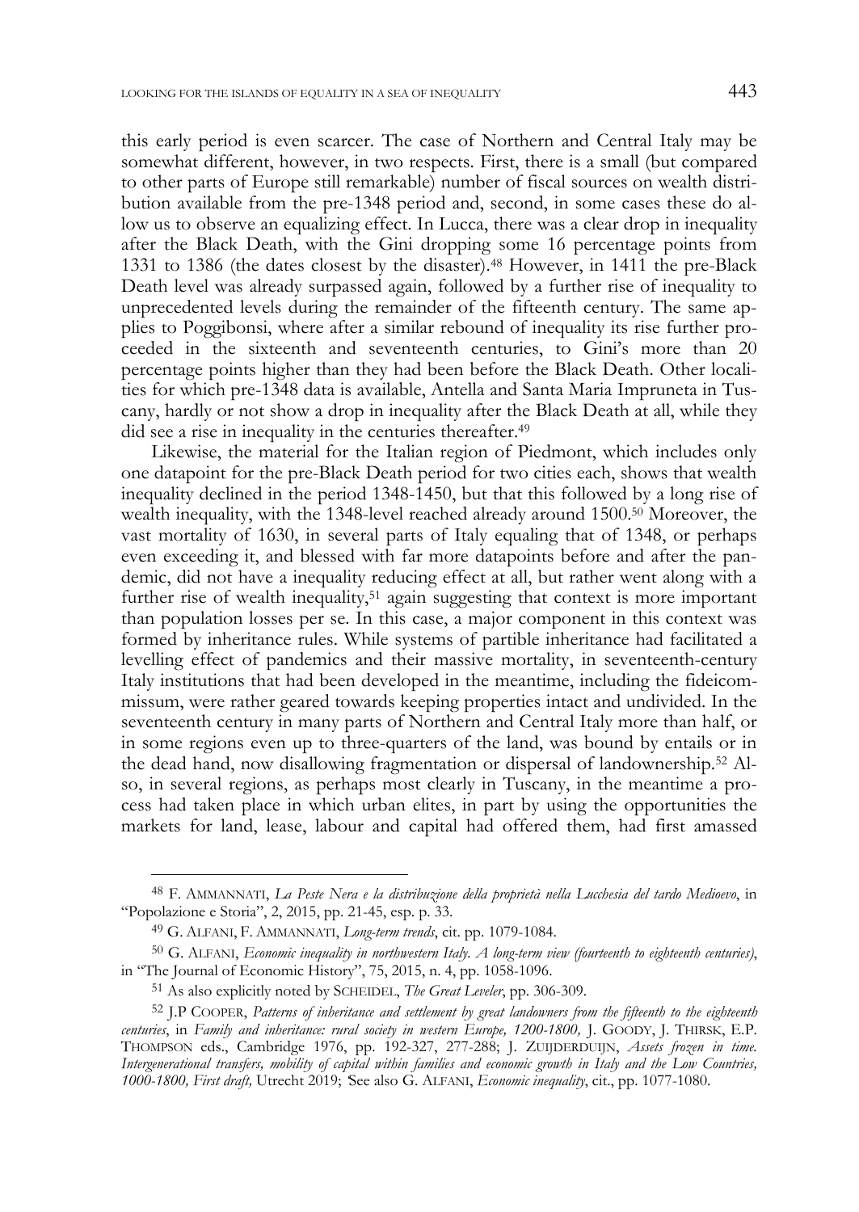this early period is even scarcer. The case of Northern and Central Italy may be somewhat different, however, in two respects. First, there is a small (but compared to other parts of Europe still remarkable) number of fiscal sources on wealth distribution available from the pre-1348 period and, second, in some cases these do allow us to observe an equalizing effect. In Lucca, there was a clear drop in inequality after the Black Death, with the Gini dropping some 16 percentage points from 1331 to 1386 (the dates closest by the disaster).[48] However, in 1411 the pre-Black Death level was already surpassed again, followed by a further rise of inequality to unprecedented levels during the remainder of the fifteenth century. The same applies to Poggibonsi, where after a similar rebound of inequality its rise further proceeded in the sixteenth and seventeenth centuries, to Gini's more than 20 percentage points higher than they had been before the Black Death. Other localities for which pre-1348 data is available, Antella and Santa Maria Impruneta in Tuscany, hardly or not show a drop in inequality after the Black Death at all, while they did see a rise in inequality in the centuries thereafter.[49]

Likewise, the material for the Italian region of Piedmont, which includes only one datapoint for the pre-Black Death period for two cities each, shows that wealth inequality declined in the period 1348-1450, but that this followed by a long rise of wealth inequality, with the 1348-level reached already around 1500.[50] Moreover, the vast mortality of 1630, in several parts of Italy equaling that of 1348, or perhaps even exceeding it, and blessed with far more datapoints before and after the pandemic, did not have a inequality reducing effect at all, but rather went along with a further rise of wealth inequality,[51] again suggesting that context is more important than population losses per se. In this case, a major component in this context was formed by inheritance rules. While systems of partible inheritance had facilitated a levelling effect of pandemics and their massive mortality, in seventeenth-century Italy institutions that had been developed in the meantime, including the fideicommissum, were rather geared towards keeping properties intact and undivided. In the seventeenth century in many parts of Northern and Central Italy more than half, or in some regions even up to three-quarters of the land, was bound by entails or in the dead hand, now disallowing fragmentation or dispersal of landownership.[52] Also, in several regions, as perhaps most clearly in Tuscany, in the meantime a process had taken place in which urban elites, in part by using the opportunities the markets for land, lease, labour and capital had offered them, had first amassed

---

[48] F. AMMANNATI, *La Peste Nera e la distribuzione della proprietà nella Lucchesia del tardo Medioevo*, in "Popolazione e Storia", 2, 2015, pp. 21-45, esp. p. 33.

[49] G. ALFANI, F. AMMANNATI, *Long-term trends*, cit. pp. 1079-1084.

[50] G. ALFANI, *Economic inequality in northwestern Italy. A long-term view (fourteenth to eighteenth centuries)*, in "The Journal of Economic History", 75, 2015, n. 4, pp. 1058-1096.

[51] As also explicitly noted by SCHEIDEL, *The Great Leveler*, pp. 306-309.

[52] J.P COOPER, *Patterns of inheritance and settlement by great landowners from the fifteenth to the eighteenth centuries*, in *Family and inheritance: rural society in western Europe, 1200-1800,* J. GOODY, J. THIRSK, E.P. THOMPSON eds., Cambridge 1976, pp. 192-327, 277-288; J. ZUIJDERDUIJN, *Assets frozen in time. Intergenerational transfers, mobility of capital within families and economic growth in Italy and the Low Countries, 1000-1800, First draft,* Utrecht 2019; See also G. ALFANI, *Economic inequality*, cit., pp. 1077-1080.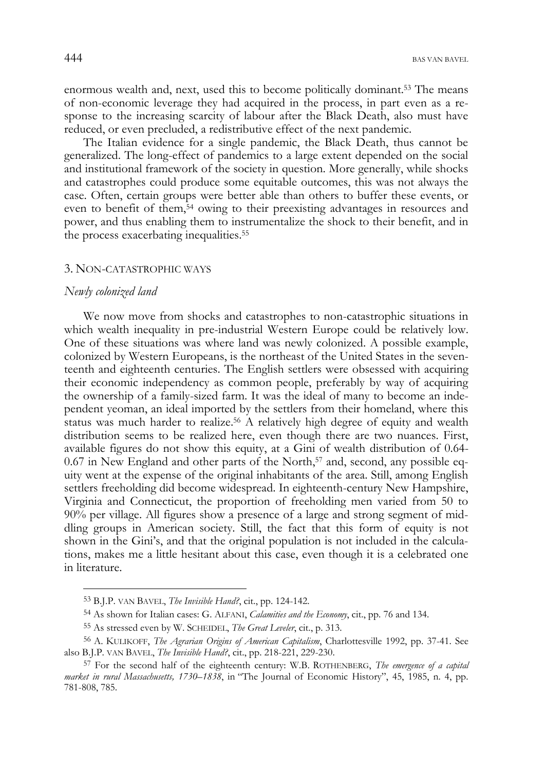enormous wealth and, next, used this to become politically dominant.[53] The means of non-economic leverage they had acquired in the process, in part even as a response to the increasing scarcity of labour after the Black Death, also must have reduced, or even precluded, a redistributive effect of the next pandemic.

The Italian evidence for a single pandemic, the Black Death, thus cannot be generalized. The long-effect of pandemics to a large extent depended on the social and institutional framework of the society in question. More generally, while shocks and catastrophes could produce some equitable outcomes, this was not always the case. Often, certain groups were better able than others to buffer these events, or even to benefit of them,[54] owing to their preexisting advantages in resources and power, and thus enabling them to instrumentalize the shock to their benefit, and in the process exacerbating inequalities.[55]

## 3. Non-catastrophic ways

### *Newly colonized land*

We now move from shocks and catastrophes to non-catastrophic situations in which wealth inequality in pre-industrial Western Europe could be relatively low. One of these situations was where land was newly colonized. A possible example, colonized by Western Europeans, is the northeast of the United States in the seventeenth and eighteenth centuries. The English settlers were obsessed with acquiring their economic independency as common people, preferably by way of acquiring the ownership of a family-sized farm. It was the ideal of many to become an independent yeoman, an ideal imported by the settlers from their homeland, where this status was much harder to realize.[56] A relatively high degree of equity and wealth distribution seems to be realized here, even though there are two nuances. First, available figures do not show this equity, at a Gini of wealth distribution of 0.64-0.67 in New England and other parts of the North,[57] and, second, any possible equity went at the expense of the original inhabitants of the area. Still, among English settlers freeholding did become widespread. In eighteenth-century New Hampshire, Virginia and Connecticut, the proportion of freeholding men varied from 50 to 90% per village. All figures show a presence of a large and strong segment of middling groups in American society. Still, the fact that this form of equity is not shown in the Gini's, and that the original population is not included in the calculations, makes me a little hesitant about this case, even though it is a celebrated one in literature.

---

[53] B.J.P. van Bavel, *The Invisible Hand?*, cit., pp. 124-142.

[54] As shown for Italian cases: G. Alfani, *Calamities and the Economy*, cit., pp. 76 and 134.

[55] As stressed even by W. Scheidel, *The Great Leveler*, cit., p. 313.

[56] A. Kulikoff, *The Agrarian Origins of American Capitalism*, Charlottesville 1992, pp. 37-41. See also B.J.P. van Bavel, *The Invisible Hand?*, cit., pp. 218-221, 229-230.

[57] For the second half of the eighteenth century: W.B. Rothenberg, *The emergence of a capital market in rural Massachusetts, 1730–1838*, in "The Journal of Economic History", 45, 1985, n. 4, pp. 781-808, 785.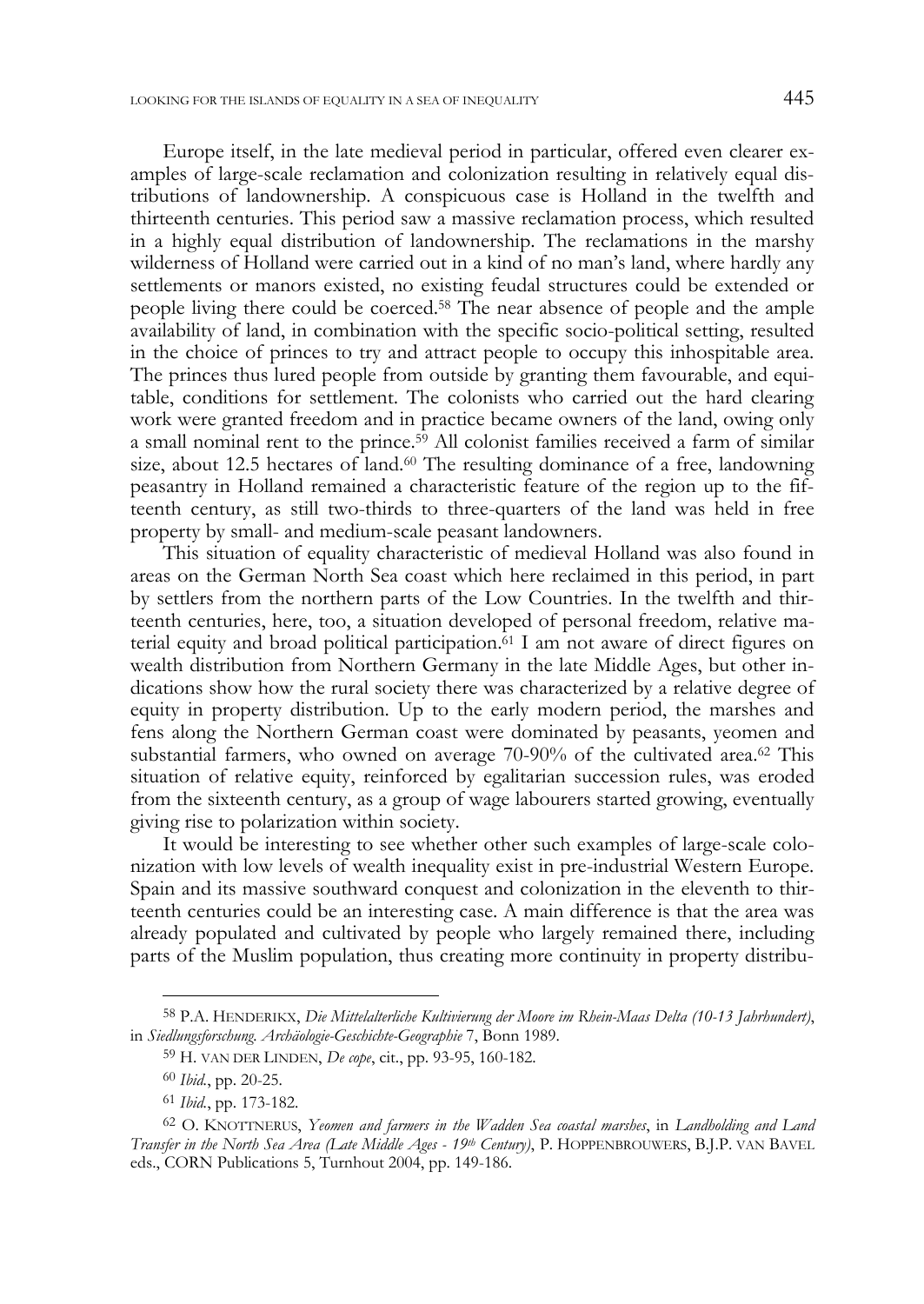Europe itself, in the late medieval period in particular, offered even clearer examples of large-scale reclamation and colonization resulting in relatively equal distributions of landownership. A conspicuous case is Holland in the twelfth and thirteenth centuries. This period saw a massive reclamation process, which resulted in a highly equal distribution of landownership. The reclamations in the marshy wilderness of Holland were carried out in a kind of no man's land, where hardly any settlements or manors existed, no existing feudal structures could be extended or people living there could be coerced.[58] The near absence of people and the ample availability of land, in combination with the specific socio-political setting, resulted in the choice of princes to try and attract people to occupy this inhospitable area. The princes thus lured people from outside by granting them favourable, and equitable, conditions for settlement. The colonists who carried out the hard clearing work were granted freedom and in practice became owners of the land, owing only a small nominal rent to the prince.[59] All colonist families received a farm of similar size, about 12.5 hectares of land.[60] The resulting dominance of a free, landowning peasantry in Holland remained a characteristic feature of the region up to the fifteenth century, as still two-thirds to three-quarters of the land was held in free property by small- and medium-scale peasant landowners.

This situation of equality characteristic of medieval Holland was also found in areas on the German North Sea coast which here reclaimed in this period, in part by settlers from the northern parts of the Low Countries. In the twelfth and thirteenth centuries, here, too, a situation developed of personal freedom, relative material equity and broad political participation.[61] I am not aware of direct figures on wealth distribution from Northern Germany in the late Middle Ages, but other indications show how the rural society there was characterized by a relative degree of equity in property distribution. Up to the early modern period, the marshes and fens along the Northern German coast were dominated by peasants, yeomen and substantial farmers, who owned on average 70-90% of the cultivated area.[62] This situation of relative equity, reinforced by egalitarian succession rules, was eroded from the sixteenth century, as a group of wage labourers started growing, eventually giving rise to polarization within society.

It would be interesting to see whether other such examples of large-scale colonization with low levels of wealth inequality exist in pre-industrial Western Europe. Spain and its massive southward conquest and colonization in the eleventh to thirteenth centuries could be an interesting case. A main difference is that the area was already populated and cultivated by people who largely remained there, including parts of the Muslim population, thus creating more continuity in property distribu-

---

[58] P.A. HENDERIKX, *Die Mittelalterliche Kultivierung der Moore im Rhein-Maas Delta (10-13 Jahrhundert)*, in *Siedlungsforschung. Archäologie-Geschichte-Geographie* 7, Bonn 1989.

[59] H. VAN DER LINDEN, *De cope*, cit., pp. 93-95, 160-182.

[60] *Ibid.*, pp. 20-25.

[61] *Ibid.*, pp. 173-182.

[62] O. KNOTTNERUS, *Yeomen and farmers in the Wadden Sea coastal marshes*, in *Landholding and Land Transfer in the North Sea Area (Late Middle Ages - 19th Century)*, P. HOPPENBROUWERS, B.J.P. VAN BAVEL eds., CORN Publications 5, Turnhout 2004, pp. 149-186.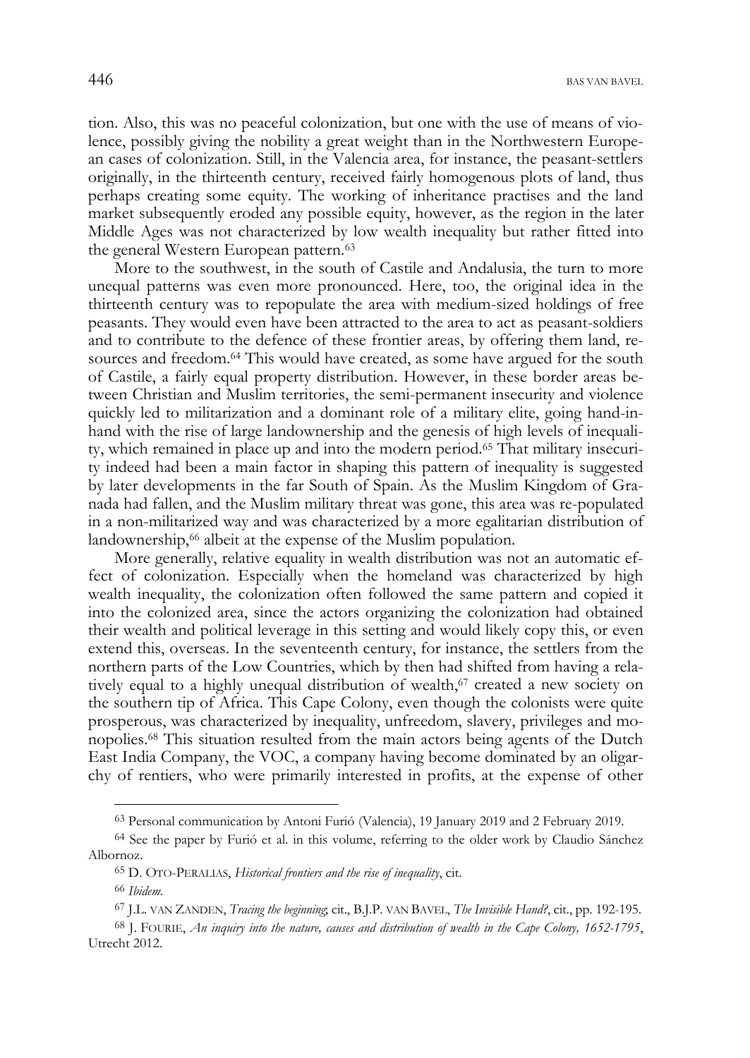tion. Also, this was no peaceful colonization, but one with the use of means of violence, possibly giving the nobility a great weight than in the Northwestern European cases of colonization. Still, in the Valencia area, for instance, the peasant-settlers originally, in the thirteenth century, received fairly homogenous plots of land, thus perhaps creating some equity. The working of inheritance practises and the land market subsequently eroded any possible equity, however, as the region in the later Middle Ages was not characterized by low wealth inequality but rather fitted into the general Western European pattern.[63]

More to the southwest, in the south of Castile and Andalusia, the turn to more unequal patterns was even more pronounced. Here, too, the original idea in the thirteenth century was to repopulate the area with medium-sized holdings of free peasants. They would even have been attracted to the area to act as peasant-soldiers and to contribute to the defence of these frontier areas, by offering them land, resources and freedom.[64] This would have created, as some have argued for the south of Castile, a fairly equal property distribution. However, in these border areas between Christian and Muslim territories, the semi-permanent insecurity and violence quickly led to militarization and a dominant role of a military elite, going hand-in-hand with the rise of large landownership and the genesis of high levels of inequality, which remained in place up and into the modern period.[65] That military insecurity indeed had been a main factor in shaping this pattern of inequality is suggested by later developments in the far South of Spain. As the Muslim Kingdom of Granada had fallen, and the Muslim military threat was gone, this area was re-populated in a non-militarized way and was characterized by a more egalitarian distribution of landownership,[66] albeit at the expense of the Muslim population.

More generally, relative equality in wealth distribution was not an automatic effect of colonization. Especially when the homeland was characterized by high wealth inequality, the colonization often followed the same pattern and copied it into the colonized area, since the actors organizing the colonization had obtained their wealth and political leverage in this setting and would likely copy this, or even extend this, overseas. In the seventeenth century, for instance, the settlers from the northern parts of the Low Countries, which by then had shifted from having a relatively equal to a highly unequal distribution of wealth,[67] created a new society on the southern tip of Africa. This Cape Colony, even though the colonists were quite prosperous, was characterized by inequality, unfreedom, slavery, privileges and monopolies.[68] This situation resulted from the main actors being agents of the Dutch East India Company, the VOC, a company having become dominated by an oligarchy of rentiers, who were primarily interested in profits, at the expense of other

---

[63] Personal communication by Antoni Furió (Valencia), 19 January 2019 and 2 February 2019.

[64] See the paper by Furió et al. in this volume, referring to the older work by Claudio Sánchez Albornoz.

[65] D. OTO-PERALIAS, *Historical frontiers and the rise of inequality*, cit.

[66] *Ibidem*.

[67] J.L. VAN ZANDEN, *Tracing the beginning*; cit., B.J.P. VAN BAVEL, *The Invisible Hand?*, cit., pp. 192-195.

[68] J. FOURIE, *An inquiry into the nature, causes and distribution of wealth in the Cape Colony, 1652-1795*, Utrecht 2012.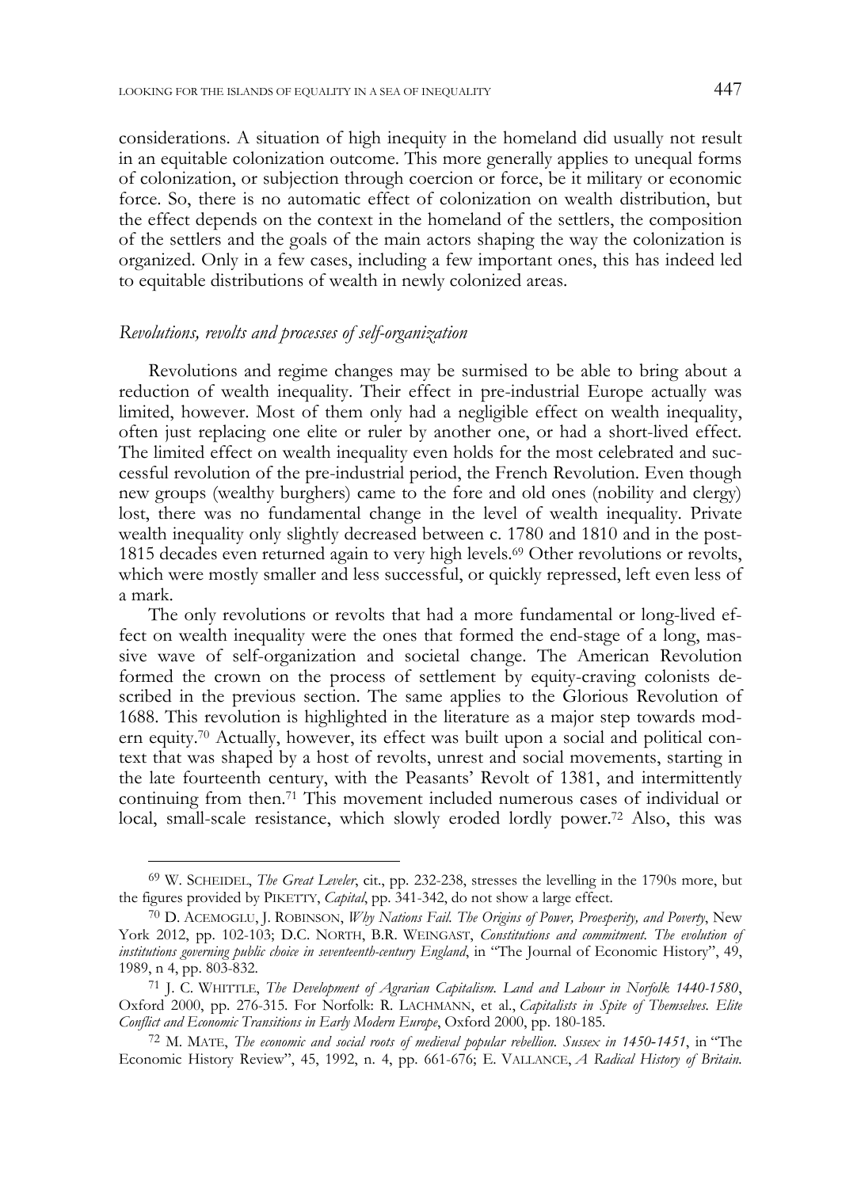considerations. A situation of high inequity in the homeland did usually not result in an equitable colonization outcome. This more generally applies to unequal forms of colonization, or subjection through coercion or force, be it military or economic force. So, there is no automatic effect of colonization on wealth distribution, but the effect depends on the context in the homeland of the settlers, the composition of the settlers and the goals of the main actors shaping the way the colonization is organized. Only in a few cases, including a few important ones, this has indeed led to equitable distributions of wealth in newly colonized areas.

### *Revolutions, revolts and processes of self-organization*

Revolutions and regime changes may be surmised to be able to bring about a reduction of wealth inequality. Their effect in pre-industrial Europe actually was limited, however. Most of them only had a negligible effect on wealth inequality, often just replacing one elite or ruler by another one, or had a short-lived effect. The limited effect on wealth inequality even holds for the most celebrated and successful revolution of the pre-industrial period, the French Revolution. Even though new groups (wealthy burghers) came to the fore and old ones (nobility and clergy) lost, there was no fundamental change in the level of wealth inequality. Private wealth inequality only slightly decreased between c. 1780 and 1810 and in the post-1815 decades even returned again to very high levels.[69] Other revolutions or revolts, which were mostly smaller and less successful, or quickly repressed, left even less of a mark.

The only revolutions or revolts that had a more fundamental or long-lived effect on wealth inequality were the ones that formed the end-stage of a long, massive wave of self-organization and societal change. The American Revolution formed the crown on the process of settlement by equity-craving colonists described in the previous section. The same applies to the Glorious Revolution of 1688. This revolution is highlighted in the literature as a major step towards modern equity.[70] Actually, however, its effect was built upon a social and political context that was shaped by a host of revolts, unrest and social movements, starting in the late fourteenth century, with the Peasants' Revolt of 1381, and intermittently continuing from then.[71] This movement included numerous cases of individual or local, small-scale resistance, which slowly eroded lordly power.[72] Also, this was

---

[69] W. SCHEIDEL, *The Great Leveler*, cit., pp. 232-238, stresses the levelling in the 1790s more, but the figures provided by PIKETTY, *Capital*, pp. 341-342, do not show a large effect.

[70] D. ACEMOGLU, J. ROBINSON, *Why Nations Fail. The Origins of Power, Proesperity, and Poverty*, New York 2012, pp. 102-103; D.C. NORTH, B.R. WEINGAST, *Constitutions and commitment. The evolution of institutions governing public choice in seventeenth-century England*, in "The Journal of Economic History", 49, 1989, n 4, pp. 803-832.

[71] J. C. WHITTLE, *The Development of Agrarian Capitalism. Land and Labour in Norfolk 1440-1580*, Oxford 2000, pp. 276-315. For Norfolk: R. LACHMANN, et al., *Capitalists in Spite of Themselves. Elite Conflict and Economic Transitions in Early Modern Europe*, Oxford 2000, pp. 180-185.

[72] M. MATE, *The economic and social roots of medieval popular rebellion. Sussex in 1450-1451*, in "The Economic History Review", 45, 1992, n. 4, pp. 661-676; E. VALLANCE, *A Radical History of Britain.*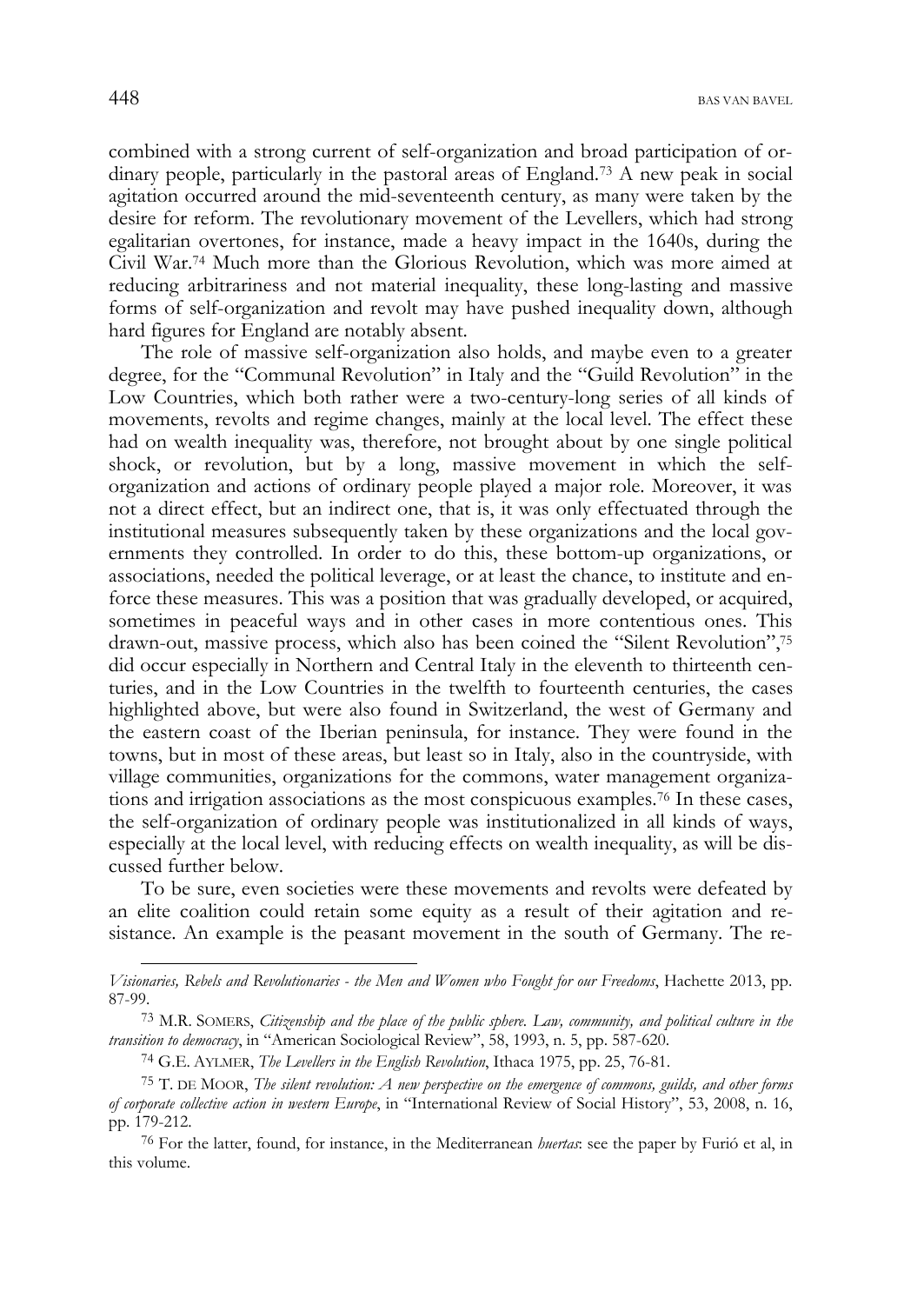combined with a strong current of self-organization and broad participation of ordinary people, particularly in the pastoral areas of England.[73] A new peak in social agitation occurred around the mid-seventeenth century, as many were taken by the desire for reform. The revolutionary movement of the Levellers, which had strong egalitarian overtones, for instance, made a heavy impact in the 1640s, during the Civil War.[74] Much more than the Glorious Revolution, which was more aimed at reducing arbitrariness and not material inequality, these long-lasting and massive forms of self-organization and revolt may have pushed inequality down, although hard figures for England are notably absent.

The role of massive self-organization also holds, and maybe even to a greater degree, for the "Communal Revolution" in Italy and the "Guild Revolution" in the Low Countries, which both rather were a two-century-long series of all kinds of movements, revolts and regime changes, mainly at the local level. The effect these had on wealth inequality was, therefore, not brought about by one single political shock, or revolution, but by a long, massive movement in which the self-organization and actions of ordinary people played a major role. Moreover, it was not a direct effect, but an indirect one, that is, it was only effectuated through the institutional measures subsequently taken by these organizations and the local governments they controlled. In order to do this, these bottom-up organizations, or associations, needed the political leverage, or at least the chance, to institute and enforce these measures. This was a position that was gradually developed, or acquired, sometimes in peaceful ways and in other cases in more contentious ones. This drawn-out, massive process, which also has been coined the "Silent Revolution",[75] did occur especially in Northern and Central Italy in the eleventh to thirteenth centuries, and in the Low Countries in the twelfth to fourteenth centuries, the cases highlighted above, but were also found in Switzerland, the west of Germany and the eastern coast of the Iberian peninsula, for instance. They were found in the towns, but in most of these areas, but least so in Italy, also in the countryside, with village communities, organizations for the commons, water management organizations and irrigation associations as the most conspicuous examples.[76] In these cases, the self-organization of ordinary people was institutionalized in all kinds of ways, especially at the local level, with reducing effects on wealth inequality, as will be discussed further below.

To be sure, even societies were these movements and revolts were defeated by an elite coalition could retain some equity as a result of their agitation and resistance. An example is the peasant movement in the south of Germany. The re-

---

*Visionaries, Rebels and Revolutionaries - the Men and Women who Fought for our Freedoms*, Hachette 2013, pp. 87-99.

[73] M.R. SOMERS, *Citizenship and the place of the public sphere. Law, community, and political culture in the transition to democracy*, in "American Sociological Review", 58, 1993, n. 5, pp. 587-620.

[74] G.E. AYLMER, *The Levellers in the English Revolution*, Ithaca 1975, pp. 25, 76-81.

[75] T. DE MOOR, *The silent revolution: A new perspective on the emergence of commons, guilds, and other forms of corporate collective action in western Europe*, in "International Review of Social History", 53, 2008, n. 16, pp. 179-212.

[76] For the latter, found, for instance, in the Mediterranean *huertas*: see the paper by Furió et al, in this volume.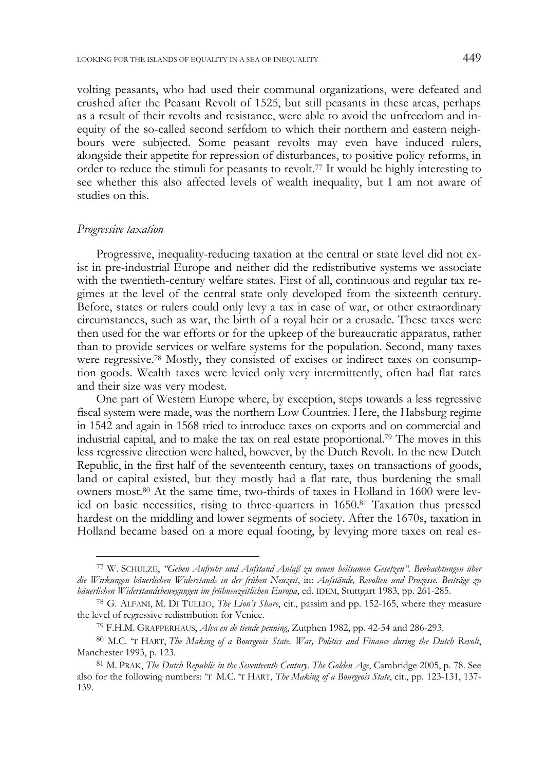volting peasants, who had used their communal organizations, were defeated and crushed after the Peasant Revolt of 1525, but still peasants in these areas, perhaps as a result of their revolts and resistance, were able to avoid the unfreedom and inequity of the so-called second serfdom to which their northern and eastern neighbours were subjected. Some peasant revolts may even have induced rulers, alongside their appetite for repression of disturbances, to positive policy reforms, in order to reduce the stimuli for peasants to revolt.[77] It would be highly interesting to see whether this also affected levels of wealth inequality, but I am not aware of studies on this.

### *Progressive taxation*

Progressive, inequality-reducing taxation at the central or state level did not exist in pre-industrial Europe and neither did the redistributive systems we associate with the twentieth-century welfare states. First of all, continuous and regular tax regimes at the level of the central state only developed from the sixteenth century. Before, states or rulers could only levy a tax in case of war, or other extraordinary circumstances, such as war, the birth of a royal heir or a crusade. These taxes were then used for the war efforts or for the upkeep of the bureaucratic apparatus, rather than to provide services or welfare systems for the population. Second, many taxes were regressive.[78] Mostly, they consisted of excises or indirect taxes on consumption goods. Wealth taxes were levied only very intermittently, often had flat rates and their size was very modest.

One part of Western Europe where, by exception, steps towards a less regressive fiscal system were made, was the northern Low Countries. Here, the Habsburg regime in 1542 and again in 1568 tried to introduce taxes on exports and on commercial and industrial capital, and to make the tax on real estate proportional.[79] The moves in this less regressive direction were halted, however, by the Dutch Revolt. In the new Dutch Republic, in the first half of the seventeenth century, taxes on transactions of goods, land or capital existed, but they mostly had a flat rate, thus burdening the small owners most.[80] At the same time, two-thirds of taxes in Holland in 1600 were levied on basic necessities, rising to three-quarters in 1650.[81] Taxation thus pressed hardest on the middling and lower segments of society. After the 1670s, taxation in Holland became based on a more equal footing, by levying more taxes on real es-

---

[77] W. SCHULZE, *"Geben Aufruhr und Aufstand Anlaß zu neuen heilsamen Gesetzen". Beobachtungen über die Wirkungen bäuerlichen Widerstands in der frühen Neuzeit*, in: *Aufstände, Revolten und Prozesse. Beiträge zu bäuerlichen Widerstandsbewegungen im frühneuzeitlichen Europa*, ed. IDEM, Stuttgart 1983, pp. 261-285.

[78] G. ALFANI, M. DI TULLIO, *The Lion's Share*, cit., passim and pp. 152-165, where they measure the level of regressive redistribution for Venice.

[79] F.H.M. GRAPPERHAUS, *Alva en de tiende penning*, Zutphen 1982, pp. 42-54 and 286-293.

[80] M.C. 'T HART, *The Making of a Bourgeois State. War, Politics and Finance during the Dutch Revolt*, Manchester 1993, p. 123.

[81] M. PRAK, *The Dutch Republic in the Seventeenth Century. The Golden Age*, Cambridge 2005, p. 78. See also for the following numbers: 'T M.C. 'T HART, *The Making of a Bourgeois State*, cit., pp. 123-131, 137-139.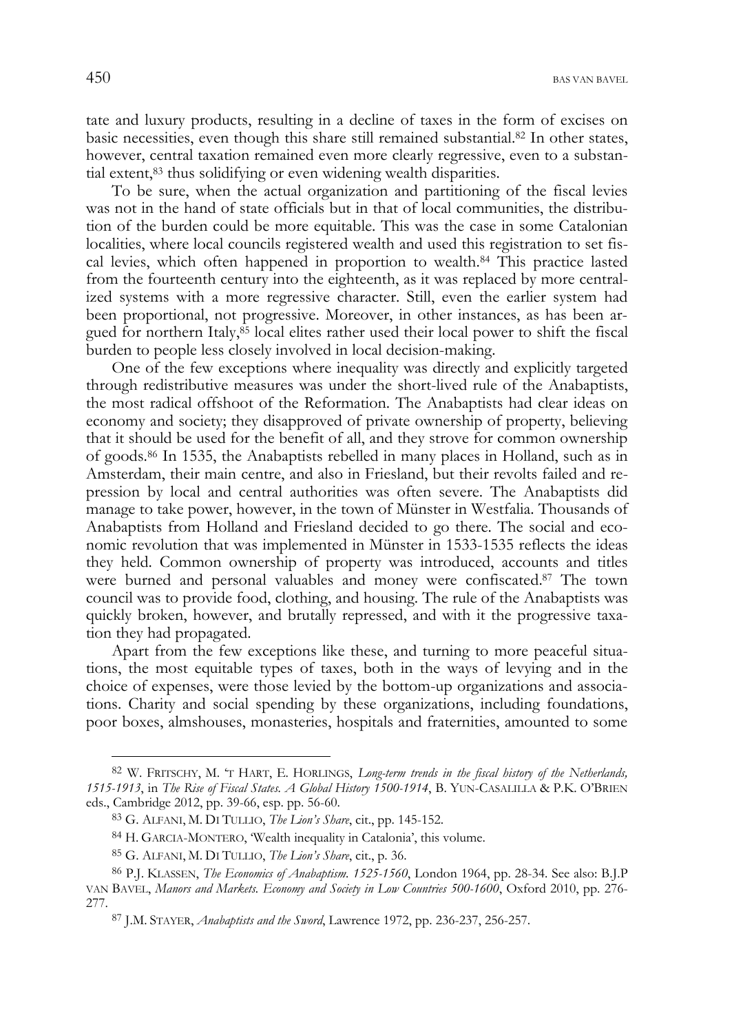tate and luxury products, resulting in a decline of taxes in the form of excises on basic necessities, even though this share still remained substantial.[82] In other states, however, central taxation remained even more clearly regressive, even to a substantial extent,[83] thus solidifying or even widening wealth disparities.

To be sure, when the actual organization and partitioning of the fiscal levies was not in the hand of state officials but in that of local communities, the distribution of the burden could be more equitable. This was the case in some Catalonian localities, where local councils registered wealth and used this registration to set fiscal levies, which often happened in proportion to wealth.[84] This practice lasted from the fourteenth century into the eighteenth, as it was replaced by more centralized systems with a more regressive character. Still, even the earlier system had been proportional, not progressive. Moreover, in other instances, as has been argued for northern Italy,[85] local elites rather used their local power to shift the fiscal burden to people less closely involved in local decision-making.

One of the few exceptions where inequality was directly and explicitly targeted through redistributive measures was under the short-lived rule of the Anabaptists, the most radical offshoot of the Reformation. The Anabaptists had clear ideas on economy and society; they disapproved of private ownership of property, believing that it should be used for the benefit of all, and they strove for common ownership of goods.[86] In 1535, the Anabaptists rebelled in many places in Holland, such as in Amsterdam, their main centre, and also in Friesland, but their revolts failed and repression by local and central authorities was often severe. The Anabaptists did manage to take power, however, in the town of Münster in Westfalia. Thousands of Anabaptists from Holland and Friesland decided to go there. The social and economic revolution that was implemented in Münster in 1533-1535 reflects the ideas they held. Common ownership of property was introduced, accounts and titles were burned and personal valuables and money were confiscated.[87] The town council was to provide food, clothing, and housing. The rule of the Anabaptists was quickly broken, however, and brutally repressed, and with it the progressive taxation they had propagated.

Apart from the few exceptions like these, and turning to more peaceful situations, the most equitable types of taxes, both in the ways of levying and in the choice of expenses, were those levied by the bottom-up organizations and associations. Charity and social spending by these organizations, including foundations, poor boxes, almshouses, monasteries, hospitals and fraternities, amounted to some

---

[82] W. Fritschy, M. 't Hart, E. Horlings, *Long-term trends in the fiscal history of the Netherlands, 1515-1913*, in *The Rise of Fiscal States. A Global History 1500-1914*, B. Yun-Casalilla & P.K. O'Brien eds., Cambridge 2012, pp. 39-66, esp. pp. 56-60.

[83] G. Alfani, M. Di Tullio, *The Lion's Share*, cit., pp. 145-152.

[84] H. Garcia-Montero, 'Wealth inequality in Catalonia', this volume.

[85] G. Alfani, M. Di Tullio, *The Lion's Share*, cit., p. 36.

[86] P.J. Klassen, *The Economics of Anabaptism. 1525-1560*, London 1964, pp. 28-34. See also: B.J.P van Bavel, *Manors and Markets. Economy and Society in Low Countries 500-1600*, Oxford 2010, pp. 276-277.

[87] J.M. Stayer, *Anabaptists and the Sword*, Lawrence 1972, pp. 236-237, 256-257.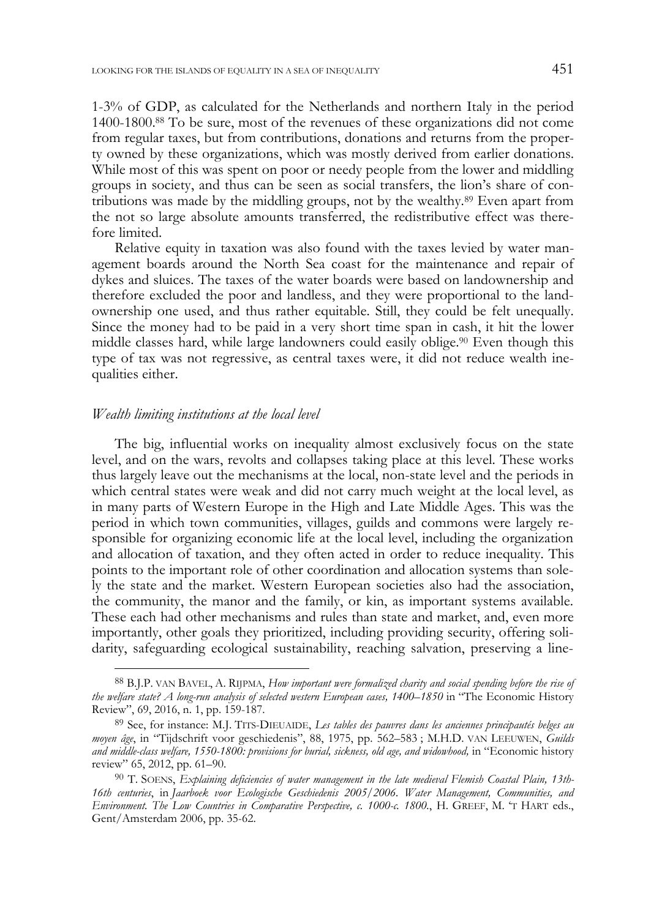1-3% of GDP, as calculated for the Netherlands and northern Italy in the period 1400-1800.[88] To be sure, most of the revenues of these organizations did not come from regular taxes, but from contributions, donations and returns from the property owned by these organizations, which was mostly derived from earlier donations. While most of this was spent on poor or needy people from the lower and middling groups in society, and thus can be seen as social transfers, the lion's share of contributions was made by the middling groups, not by the wealthy.[89] Even apart from the not so large absolute amounts transferred, the redistributive effect was therefore limited.

Relative equity in taxation was also found with the taxes levied by water management boards around the North Sea coast for the maintenance and repair of dykes and sluices. The taxes of the water boards were based on landownership and therefore excluded the poor and landless, and they were proportional to the landownership one used, and thus rather equitable. Still, they could be felt unequally. Since the money had to be paid in a very short time span in cash, it hit the lower middle classes hard, while large landowners could easily oblige.[90] Even though this type of tax was not regressive, as central taxes were, it did not reduce wealth inequalities either.

### *Wealth limiting institutions at the local level*

The big, influential works on inequality almost exclusively focus on the state level, and on the wars, revolts and collapses taking place at this level. These works thus largely leave out the mechanisms at the local, non-state level and the periods in which central states were weak and did not carry much weight at the local level, as in many parts of Western Europe in the High and Late Middle Ages. This was the period in which town communities, villages, guilds and commons were largely responsible for organizing economic life at the local level, including the organization and allocation of taxation, and they often acted in order to reduce inequality. This points to the important role of other coordination and allocation systems than solely the state and the market. Western European societies also had the association, the community, the manor and the family, or kin, as important systems available. These each had other mechanisms and rules than state and market, and, even more importantly, other goals they prioritized, including providing security, offering solidarity, safeguarding ecological sustainability, reaching salvation, preserving a line-

---

88 B.J.P. VAN BAVEL, A. RIJPMA, *How important were formalized charity and social spending before the rise of the welfare state? A long-run analysis of selected western European cases, 1400–1850* in "The Economic History Review", 69, 2016, n. 1, pp. 159-187.

89 See, for instance: M.J. TITS-DIEUAIDE, *Les tables des pauvres dans les anciennes principautés belges au moyen âge*, in "Tijdschrift voor geschiedenis", 88, 1975, pp. 562–583 ; M.H.D. VAN LEEUWEN, *Guilds and middle-class welfare, 1550-1800: provisions for burial, sickness, old age, and widowhood,* in "Economic history review" 65, 2012, pp. 61–90.

90 T. SOENS, *Explaining deficiencies of water management in the late medieval Flemish Coastal Plain, 13th-16th centuries*, in *Jaarboek voor Ecologische Geschiedenis 2005/2006. Water Management, Communities, and Environment. The Low Countries in Comparative Perspective, c. 1000-c. 1800.*, H. GREEF, M. 'T HART eds., Gent/Amsterdam 2006, pp. 35-62.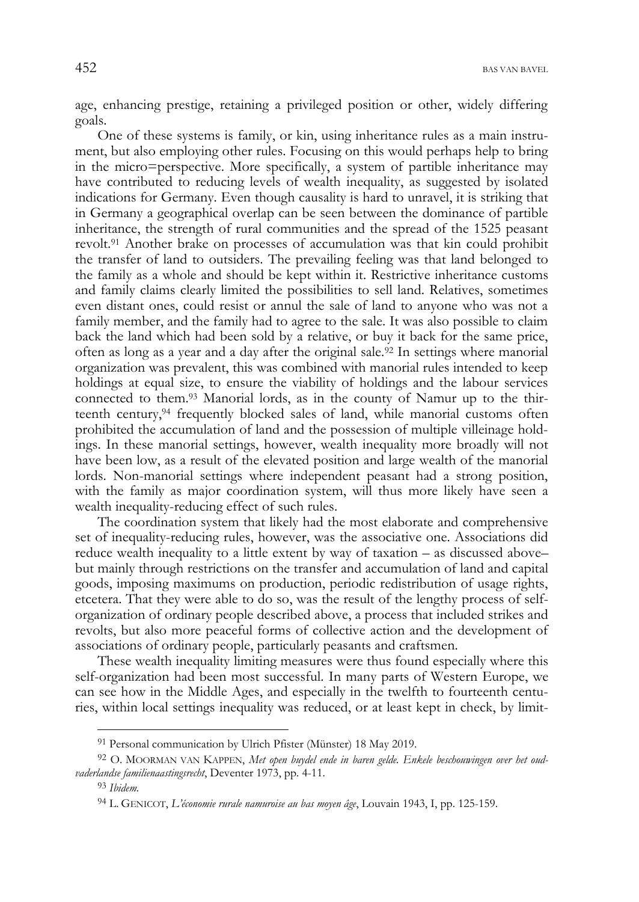age, enhancing prestige, retaining a privileged position or other, widely differing goals.

One of these systems is family, or kin, using inheritance rules as a main instrument, but also employing other rules. Focusing on this would perhaps help to bring in the micro=perspective. More specifically, a system of partible inheritance may have contributed to reducing levels of wealth inequality, as suggested by isolated indications for Germany. Even though causality is hard to unravel, it is striking that in Germany a geographical overlap can be seen between the dominance of partible inheritance, the strength of rural communities and the spread of the 1525 peasant revolt.[91] Another brake on processes of accumulation was that kin could prohibit the transfer of land to outsiders. The prevailing feeling was that land belonged to the family as a whole and should be kept within it. Restrictive inheritance customs and family claims clearly limited the possibilities to sell land. Relatives, sometimes even distant ones, could resist or annul the sale of land to anyone who was not a family member, and the family had to agree to the sale. It was also possible to claim back the land which had been sold by a relative, or buy it back for the same price, often as long as a year and a day after the original sale.[92] In settings where manorial organization was prevalent, this was combined with manorial rules intended to keep holdings at equal size, to ensure the viability of holdings and the labour services connected to them.[93] Manorial lords, as in the county of Namur up to the thirteenth century,[94] frequently blocked sales of land, while manorial customs often prohibited the accumulation of land and the possession of multiple villeinage holdings. In these manorial settings, however, wealth inequality more broadly will not have been low, as a result of the elevated position and large wealth of the manorial lords. Non-manorial settings where independent peasant had a strong position, with the family as major coordination system, will thus more likely have seen a wealth inequality-reducing effect of such rules.

The coordination system that likely had the most elaborate and comprehensive set of inequality-reducing rules, however, was the associative one. Associations did reduce wealth inequality to a little extent by way of taxation – as discussed above– but mainly through restrictions on the transfer and accumulation of land and capital goods, imposing maximums on production, periodic redistribution of usage rights, etcetera. That they were able to do so, was the result of the lengthy process of self-organization of ordinary people described above, a process that included strikes and revolts, but also more peaceful forms of collective action and the development of associations of ordinary people, particularly peasants and craftsmen.

These wealth inequality limiting measures were thus found especially where this self-organization had been most successful. In many parts of Western Europe, we can see how in the Middle Ages, and especially in the twelfth to fourteenth centuries, within local settings inequality was reduced, or at least kept in check, by limit-

[91] Personal communication by Ulrich Pfister (Münster) 18 May 2019.

[92] O. Moorman van Kappen, *Met open buydel ende in baren gelde. Enkele beschouwingen over het oudvaderlandse familienaastingsrecht*, Deventer 1973, pp. 4-11.

[93] *Ibidem.*

[94] L. Genicot, *L'économie rurale namuroise au bas moyen âge*, Louvain 1943, I, pp. 125-159.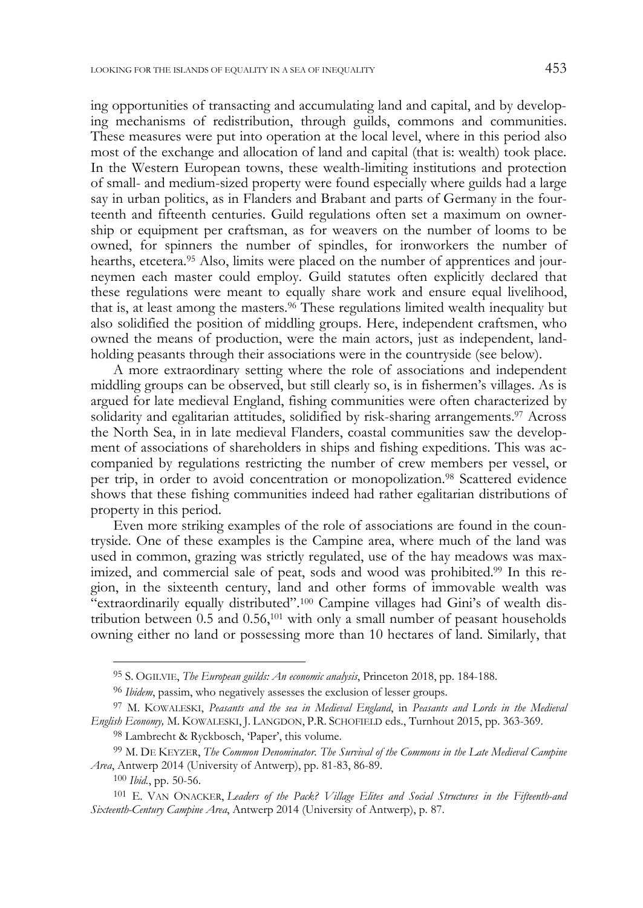ing opportunities of transacting and accumulating land and capital, and by developing mechanisms of redistribution, through guilds, commons and communities. These measures were put into operation at the local level, where in this period also most of the exchange and allocation of land and capital (that is: wealth) took place. In the Western European towns, these wealth-limiting institutions and protection of small- and medium-sized property were found especially where guilds had a large say in urban politics, as in Flanders and Brabant and parts of Germany in the fourteenth and fifteenth centuries. Guild regulations often set a maximum on ownership or equipment per craftsman, as for weavers on the number of looms to be owned, for spinners the number of spindles, for ironworkers the number of hearths, etcetera.[95] Also, limits were placed on the number of apprentices and journeymen each master could employ. Guild statutes often explicitly declared that these regulations were meant to equally share work and ensure equal livelihood, that is, at least among the masters.[96] These regulations limited wealth inequality but also solidified the position of middling groups. Here, independent craftsmen, who owned the means of production, were the main actors, just as independent, landholding peasants through their associations were in the countryside (see below).

A more extraordinary setting where the role of associations and independent middling groups can be observed, but still clearly so, is in fishermen's villages. As is argued for late medieval England, fishing communities were often characterized by solidarity and egalitarian attitudes, solidified by risk-sharing arrangements.[97] Across the North Sea, in in late medieval Flanders, coastal communities saw the development of associations of shareholders in ships and fishing expeditions. This was accompanied by regulations restricting the number of crew members per vessel, or per trip, in order to avoid concentration or monopolization.[98] Scattered evidence shows that these fishing communities indeed had rather egalitarian distributions of property in this period.

Even more striking examples of the role of associations are found in the countryside. One of these examples is the Campine area, where much of the land was used in common, grazing was strictly regulated, use of the hay meadows was maximized, and commercial sale of peat, sods and wood was prohibited.[99] In this region, in the sixteenth century, land and other forms of immovable wealth was "extraordinarily equally distributed".[100] Campine villages had Gini's of wealth distribution between 0.5 and 0.56,[101] with only a small number of peasant households owning either no land or possessing more than 10 hectares of land. Similarly, that

---

[95] S. OGILVIE, *The European guilds: An economic analysis*, Princeton 2018, pp. 184-188.

[96] *Ibidem*, passim, who negatively assesses the exclusion of lesser groups.

[97] M. KOWALESKI, *Peasants and the sea in Medieval England*, in *Peasants and Lords in the Medieval English Economy,* M. KOWALESKI, J. LANGDON, P.R. SCHOFIELD eds., Turnhout 2015, pp. 363-369.

[98] Lambrecht & Ryckbosch, 'Paper', this volume.

[99] M. DE KEYZER, *The Common Denominator. The Survival of the Commons in the Late Medieval Campine Area*, Antwerp 2014 (University of Antwerp), pp. 81-83, 86-89.

[100] *Ibid.*, pp. 50-56.

[101] E. VAN ONACKER, *Leaders of the Pack? Village Elites and Social Structures in the Fifteenth-and Sixteenth-Century Campine Area*, Antwerp 2014 (University of Antwerp), p. 87.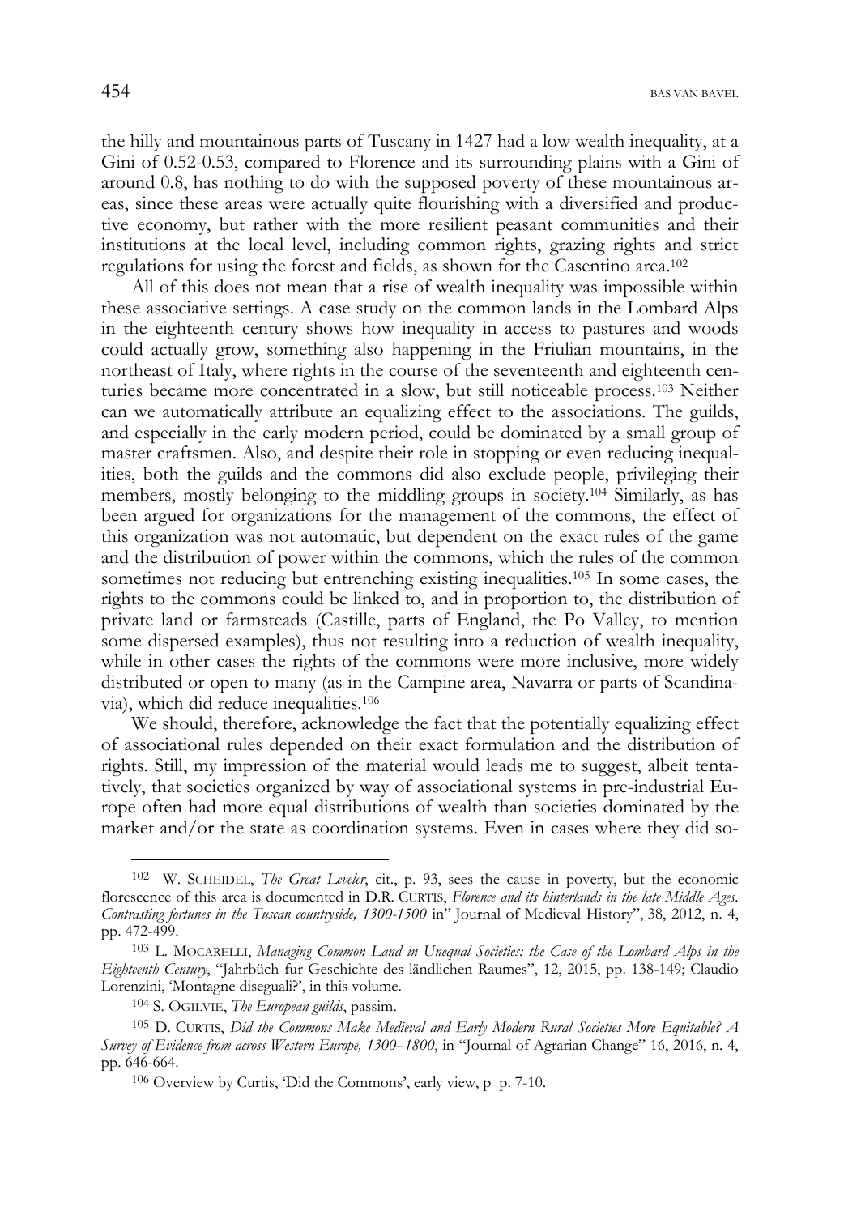the hilly and mountainous parts of Tuscany in 1427 had a low wealth inequality, at a Gini of 0.52-0.53, compared to Florence and its surrounding plains with a Gini of around 0.8, has nothing to do with the supposed poverty of these mountainous areas, since these areas were actually quite flourishing with a diversified and productive economy, but rather with the more resilient peasant communities and their institutions at the local level, including common rights, grazing rights and strict regulations for using the forest and fields, as shown for the Casentino area.[102]

All of this does not mean that a rise of wealth inequality was impossible within these associative settings. A case study on the common lands in the Lombard Alps in the eighteenth century shows how inequality in access to pastures and woods could actually grow, something also happening in the Friulian mountains, in the northeast of Italy, where rights in the course of the seventeenth and eighteenth centuries became more concentrated in a slow, but still noticeable process.[103] Neither can we automatically attribute an equalizing effect to the associations. The guilds, and especially in the early modern period, could be dominated by a small group of master craftsmen. Also, and despite their role in stopping or even reducing inequalities, both the guilds and the commons did also exclude people, privileging their members, mostly belonging to the middling groups in society.[104] Similarly, as has been argued for organizations for the management of the commons, the effect of this organization was not automatic, but dependent on the exact rules of the game and the distribution of power within the commons, which the rules of the common sometimes not reducing but entrenching existing inequalities.[105] In some cases, the rights to the commons could be linked to, and in proportion to, the distribution of private land or farmsteads (Castille, parts of England, the Po Valley, to mention some dispersed examples), thus not resulting into a reduction of wealth inequality, while in other cases the rights of the commons were more inclusive, more widely distributed or open to many (as in the Campine area, Navarra or parts of Scandinavia), which did reduce inequalities.[106]

We should, therefore, acknowledge the fact that the potentially equalizing effect of associational rules depended on their exact formulation and the distribution of rights. Still, my impression of the material would leads me to suggest, albeit tentatively, that societies organized by way of associational systems in pre-industrial Europe often had more equal distributions of wealth than societies dominated by the market and/or the state as coordination systems. Even in cases where they did so-

---

[102] W. SCHEIDEL, *The Great Leveler*, cit., p. 93, sees the cause in poverty, but the economic florescence of this area is documented in D.R. CURTIS, *Florence and its hinterlands in the late Middle Ages. Contrasting fortunes in the Tuscan countryside, 1300-1500* in" Journal of Medieval History", 38, 2012, n. 4, pp. 472-499.

[103] L. MOCARELLI, *Managing Common Land in Unequal Societies: the Case of the Lombard Alps in the Eighteenth Century*, "Jahrbüch fur Geschichte des ländlichen Raumes", 12, 2015, pp. 138-149; Claudio Lorenzini, 'Montagne diseguali?', in this volume.

[104] S. OGILVIE, *The European guilds*, passim.

[105] D. CURTIS, *Did the Commons Make Medieval and Early Modern Rural Societies More Equitable? A Survey of Evidence from across Western Europe, 1300–1800*, in "Journal of Agrarian Change" 16, 2016, n. 4, pp. 646-664.

[106] Overview by Curtis, 'Did the Commons', early view, p p. 7-10.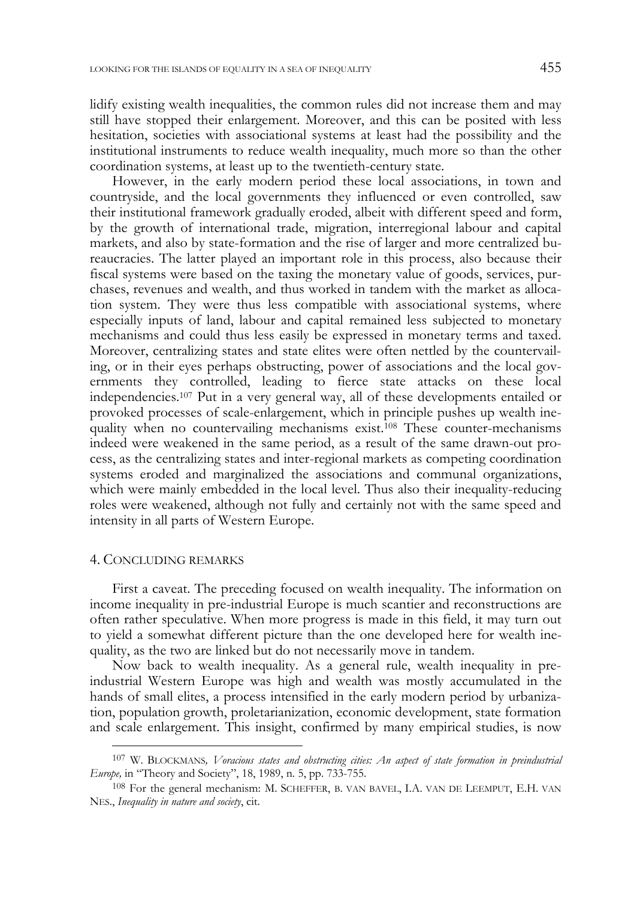lidify existing wealth inequalities, the common rules did not increase them and may still have stopped their enlargement. Moreover, and this can be posited with less hesitation, societies with associational systems at least had the possibility and the institutional instruments to reduce wealth inequality, much more so than the other coordination systems, at least up to the twentieth-century state.

However, in the early modern period these local associations, in town and countryside, and the local governments they influenced or even controlled, saw their institutional framework gradually eroded, albeit with different speed and form, by the growth of international trade, migration, interregional labour and capital markets, and also by state-formation and the rise of larger and more centralized bureaucracies. The latter played an important role in this process, also because their fiscal systems were based on the taxing the monetary value of goods, services, purchases, revenues and wealth, and thus worked in tandem with the market as allocation system. They were thus less compatible with associational systems, where especially inputs of land, labour and capital remained less subjected to monetary mechanisms and could thus less easily be expressed in monetary terms and taxed. Moreover, centralizing states and state elites were often nettled by the countervailing, or in their eyes perhaps obstructing, power of associations and the local governments they controlled, leading to fierce state attacks on these local independencies.[107] Put in a very general way, all of these developments entailed or provoked processes of scale-enlargement, which in principle pushes up wealth inequality when no countervailing mechanisms exist.[108] These counter-mechanisms indeed were weakened in the same period, as a result of the same drawn-out process, as the centralizing states and inter-regional markets as competing coordination systems eroded and marginalized the associations and communal organizations, which were mainly embedded in the local level. Thus also their inequality-reducing roles were weakened, although not fully and certainly not with the same speed and intensity in all parts of Western Europe.

## 4. Concluding remarks

First a caveat. The preceding focused on wealth inequality. The information on income inequality in pre-industrial Europe is much scantier and reconstructions are often rather speculative. When more progress is made in this field, it may turn out to yield a somewhat different picture than the one developed here for wealth inequality, as the two are linked but do not necessarily move in tandem.

Now back to wealth inequality. As a general rule, wealth inequality in pre-industrial Western Europe was high and wealth was mostly accumulated in the hands of small elites, a process intensified in the early modern period by urbanization, population growth, proletarianization, economic development, state formation and scale enlargement. This insight, confirmed by many empirical studies, is now

---

[107] W. Blockmans, *Voracious states and obstructing cities: An aspect of state formation in preindustrial Europe,* in "Theory and Society", 18, 1989, n. 5, pp. 733-755.

[108] For the general mechanism: M. Scheffer, B. van Bavel, I.A. van de Leemput, E.H. van Nes., *Inequality in nature and society*, cit.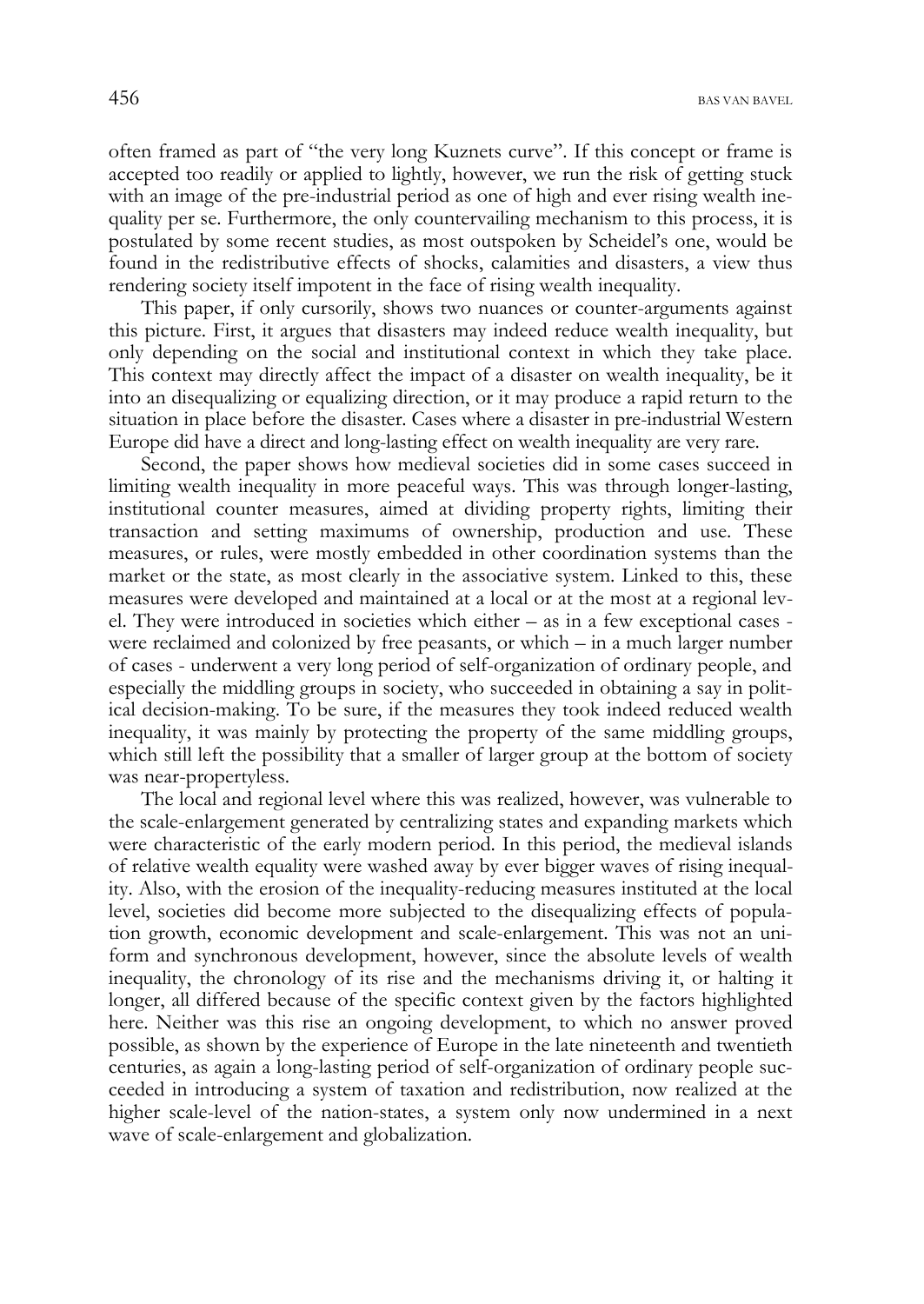often framed as part of "the very long Kuznets curve". If this concept or frame is accepted too readily or applied to lightly, however, we run the risk of getting stuck with an image of the pre-industrial period as one of high and ever rising wealth inequality per se. Furthermore, the only countervailing mechanism to this process, it is postulated by some recent studies, as most outspoken by Scheidel's one, would be found in the redistributive effects of shocks, calamities and disasters, a view thus rendering society itself impotent in the face of rising wealth inequality.

This paper, if only cursorily, shows two nuances or counter-arguments against this picture. First, it argues that disasters may indeed reduce wealth inequality, but only depending on the social and institutional context in which they take place. This context may directly affect the impact of a disaster on wealth inequality, be it into an disequalizing or equalizing direction, or it may produce a rapid return to the situation in place before the disaster. Cases where a disaster in pre-industrial Western Europe did have a direct and long-lasting effect on wealth inequality are very rare.

Second, the paper shows how medieval societies did in some cases succeed in limiting wealth inequality in more peaceful ways. This was through longer-lasting, institutional counter measures, aimed at dividing property rights, limiting their transaction and setting maximums of ownership, production and use. These measures, or rules, were mostly embedded in other coordination systems than the market or the state, as most clearly in the associative system. Linked to this, these measures were developed and maintained at a local or at the most at a regional level. They were introduced in societies which either – as in a few exceptional cases - were reclaimed and colonized by free peasants, or which – in a much larger number of cases - underwent a very long period of self-organization of ordinary people, and especially the middling groups in society, who succeeded in obtaining a say in political decision-making. To be sure, if the measures they took indeed reduced wealth inequality, it was mainly by protecting the property of the same middling groups, which still left the possibility that a smaller of larger group at the bottom of society was near-propertyless.

The local and regional level where this was realized, however, was vulnerable to the scale-enlargement generated by centralizing states and expanding markets which were characteristic of the early modern period. In this period, the medieval islands of relative wealth equality were washed away by ever bigger waves of rising inequality. Also, with the erosion of the inequality-reducing measures instituted at the local level, societies did become more subjected to the disequalizing effects of population growth, economic development and scale-enlargement. This was not an uniform and synchronous development, however, since the absolute levels of wealth inequality, the chronology of its rise and the mechanisms driving it, or halting it longer, all differed because of the specific context given by the factors highlighted here. Neither was this rise an ongoing development, to which no answer proved possible, as shown by the experience of Europe in the late nineteenth and twentieth centuries, as again a long-lasting period of self-organization of ordinary people succeeded in introducing a system of taxation and redistribution, now realized at the higher scale-level of the nation-states, a system only now undermined in a next wave of scale-enlargement and globalization.